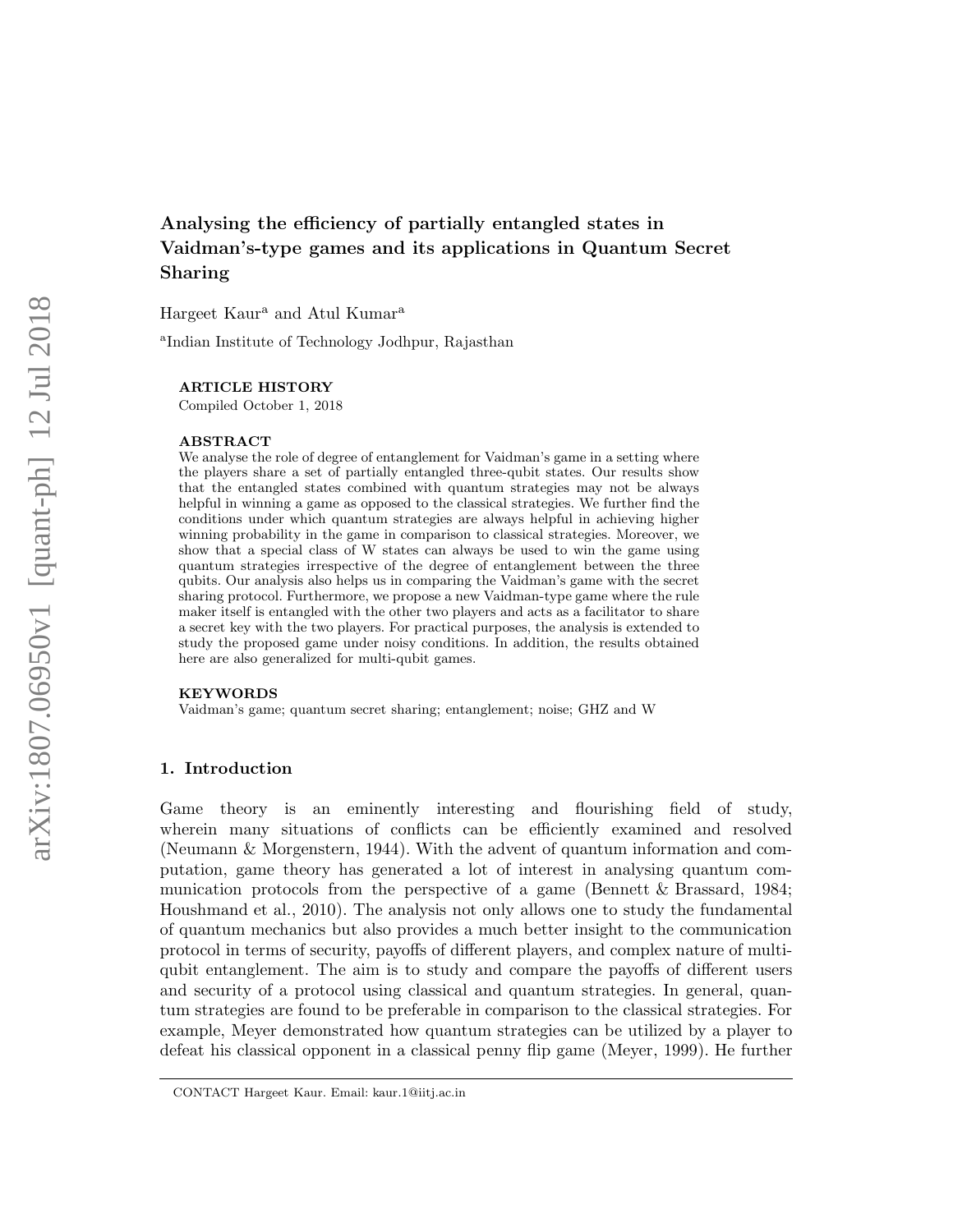# Analysing the efficiency of partially entangled states in Vaidman's-type games and its applications in Quantum Secret Sharing

Hargeet Kaur[a] and Atul Kumar[a]

[a]Indian Institute of Technology Jodhpur, Rajasthan

**ARTICLE HISTORY**

Compiled October 1, 2018

**ABSTRACT**

We analyse the role of degree of entanglement for Vaidman's game in a setting where the players share a set of partially entangled three-qubit states. Our results show that the entangled states combined with quantum strategies may not be always helpful in winning a game as opposed to the classical strategies. We further find the conditions under which quantum strategies are always helpful in achieving higher winning probability in the game in comparison to classical strategies. Moreover, we show that a special class of W states can always be used to win the game using quantum strategies irrespective of the degree of entanglement between the three qubits. Our analysis also helps us in comparing the Vaidman's game with the secret sharing protocol. Furthermore, we propose a new Vaidman-type game where the rule maker itself is entangled with the other two players and acts as a facilitator to share a secret key with the two players. For practical purposes, the analysis is extended to study the proposed game under noisy conditions. In addition, the results obtained here are also generalized for multi-qubit games.

**KEYWORDS**

Vaidman's game; quantum secret sharing; entanglement; noise; GHZ and W

## 1. Introduction

Game theory is an eminently interesting and flourishing field of study, wherein many situations of conflicts can be efficiently examined and resolved (Neumann & Morgenstern, 1944). With the advent of quantum information and computation, game theory has generated a lot of interest in analysing quantum communication protocols from the perspective of a game (Bennett & Brassard, 1984; Houshmand et al., 2010). The analysis not only allows one to study the fundamental of quantum mechanics but also provides a much better insight to the communication protocol in terms of security, payoffs of different players, and complex nature of multi-qubit entanglement. The aim is to study and compare the payoffs of different users and security of a protocol using classical and quantum strategies. In general, quantum strategies are found to be preferable in comparison to the classical strategies. For example, Meyer demonstrated how quantum strategies can be utilized by a player to defeat his classical opponent in a classical penny flip game (Meyer, 1999). He further

CONTACT Hargeet Kaur. Email: kaur.1@iitj.ac.in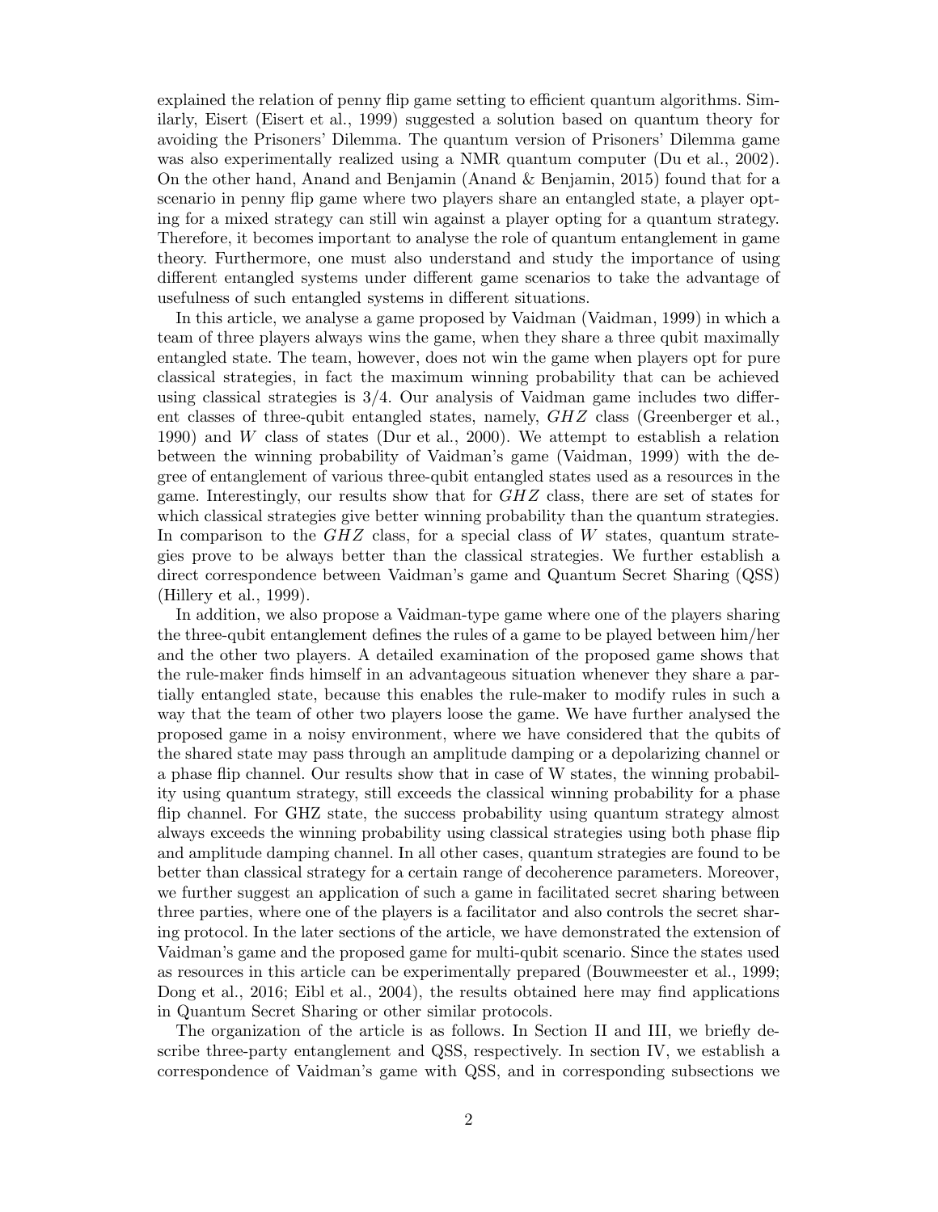explained the relation of penny flip game setting to efficient quantum algorithms. Similarly, Eisert (Eisert et al., 1999) suggested a solution based on quantum theory for avoiding the Prisoners' Dilemma. The quantum version of Prisoners' Dilemma game was also experimentally realized using a NMR quantum computer (Du et al., 2002). On the other hand, Anand and Benjamin (Anand & Benjamin, 2015) found that for a scenario in penny flip game where two players share an entangled state, a player opting for a mixed strategy can still win against a player opting for a quantum strategy. Therefore, it becomes important to analyse the role of quantum entanglement in game theory. Furthermore, one must also understand and study the importance of using different entangled systems under different game scenarios to take the advantage of usefulness of such entangled systems in different situations.

In this article, we analyse a game proposed by Vaidman (Vaidman, 1999) in which a team of three players always wins the game, when they share a three qubit maximally entangled state. The team, however, does not win the game when players opt for pure classical strategies, in fact the maximum winning probability that can be achieved using classical strategies is 3/4. Our analysis of Vaidman game includes two different classes of three-qubit entangled states, namely, $GHZ$ class (Greenberger et al., 1990) and $W$ class of states (Dur et al., 2000). We attempt to establish a relation between the winning probability of Vaidman's game (Vaidman, 1999) with the degree of entanglement of various three-qubit entangled states used as a resources in the game. Interestingly, our results show that for $GHZ$ class, there are set of states for which classical strategies give better winning probability than the quantum strategies. In comparison to the $GHZ$ class, for a special class of $W$ states, quantum strategies prove to be always better than the classical strategies. We further establish a direct correspondence between Vaidman's game and Quantum Secret Sharing (QSS) (Hillery et al., 1999).

In addition, we also propose a Vaidman-type game where one of the players sharing the three-qubit entanglement defines the rules of a game to be played between him/her and the other two players. A detailed examination of the proposed game shows that the rule-maker finds himself in an advantageous situation whenever they share a partially entangled state, because this enables the rule-maker to modify rules in such a way that the team of other two players loose the game. We have further analysed the proposed game in a noisy environment, where we have considered that the qubits of the shared state may pass through an amplitude damping or a depolarizing channel or a phase flip channel. Our results show that in case of W states, the winning probability using quantum strategy, still exceeds the classical winning probability for a phase flip channel. For GHZ state, the success probability using quantum strategy almost always exceeds the winning probability using classical strategies using both phase flip and amplitude damping channel. In all other cases, quantum strategies are found to be better than classical strategy for a certain range of decoherence parameters. Moreover, we further suggest an application of such a game in facilitated secret sharing between three parties, where one of the players is a facilitator and also controls the secret sharing protocol. In the later sections of the article, we have demonstrated the extension of Vaidman's game and the proposed game for multi-qubit scenario. Since the states used as resources in this article can be experimentally prepared (Bouwmeester et al., 1999; Dong et al., 2016; Eibl et al., 2004), the results obtained here may find applications in Quantum Secret Sharing or other similar protocols.

The organization of the article is as follows. In Section II and III, we briefly describe three-party entanglement and QSS, respectively. In section IV, we establish a correspondence of Vaidman's game with QSS, and in corresponding subsections we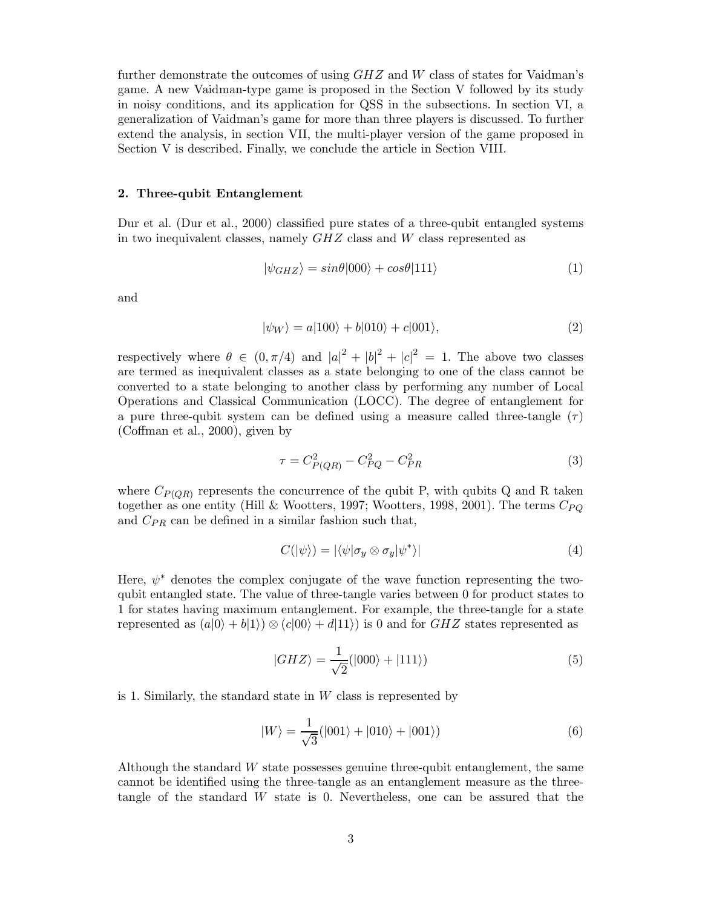further demonstrate the outcomes of using $GHZ$ and $W$ class of states for Vaidman's game. A new Vaidman-type game is proposed in the Section V followed by its study in noisy conditions, and its application for QSS in the subsections. In section VI, a generalization of Vaidman's game for more than three players is discussed. To further extend the analysis, in section VII, the multi-player version of the game proposed in Section V is described. Finally, we conclude the article in Section VIII.

## 2. Three-qubit Entanglement

Dur et al. (Dur et al., 2000) classified pure states of a three-qubit entangled systems in two inequivalent classes, namely $GHZ$ class and $W$ class represented as

$$|\psi_{GHZ}\rangle = sin\theta|000\rangle + cos\theta|111\rangle \tag{1}$$

and

$$|\psi_W\rangle = a|100\rangle + b|010\rangle + c|001\rangle, \tag{2}$$

respectively where $\theta \in (0, \pi/4)$ and $|a|^2 + |b|^2 + |c|^2 = 1$. The above two classes are termed as inequivalent classes as a state belonging to one of the class cannot be converted to a state belonging to another class by performing any number of Local Operations and Classical Communication (LOCC). The degree of entanglement for a pure three-qubit system can be defined using a measure called three-tangle ($\tau$) (Coffman et al., 2000), given by

$$\tau = C^2_{P(QR)} - C^2_{PQ} - C^2_{PR} \tag{3}$$

where $C_{P(QR)}$ represents the concurrence of the qubit P, with qubits Q and R taken together as one entity (Hill & Wootters, 1997; Wootters, 1998, 2001). The terms $C_{PQ}$ and $C_{PR}$ can be defined in a similar fashion such that,

$$C(|\psi\rangle) = |\langle\psi|\sigma_y \otimes \sigma_y|\psi^*\rangle| \tag{4}$$

Here, $\psi^*$ denotes the complex conjugate of the wave function representing the two-qubit entangled state. The value of three-tangle varies between 0 for product states to 1 for states having maximum entanglement. For example, the three-tangle for a state represented as $(a|0\rangle + b|1\rangle) \otimes (c|00\rangle + d|11\rangle)$ is 0 and for $GHZ$ states represented as

$$|GHZ\rangle = \frac{1}{\sqrt{2}}(|000\rangle + |111\rangle) \tag{5}$$

is 1. Similarly, the standard state in $W$ class is represented by

$$|W\rangle = \frac{1}{\sqrt{3}}(|001\rangle + |010\rangle + |001\rangle) \tag{6}$$

Although the standard $W$ state possesses genuine three-qubit entanglement, the same cannot be identified using the three-tangle as an entanglement measure as the three-tangle of the standard $W$ state is 0. Nevertheless, one can be assured that the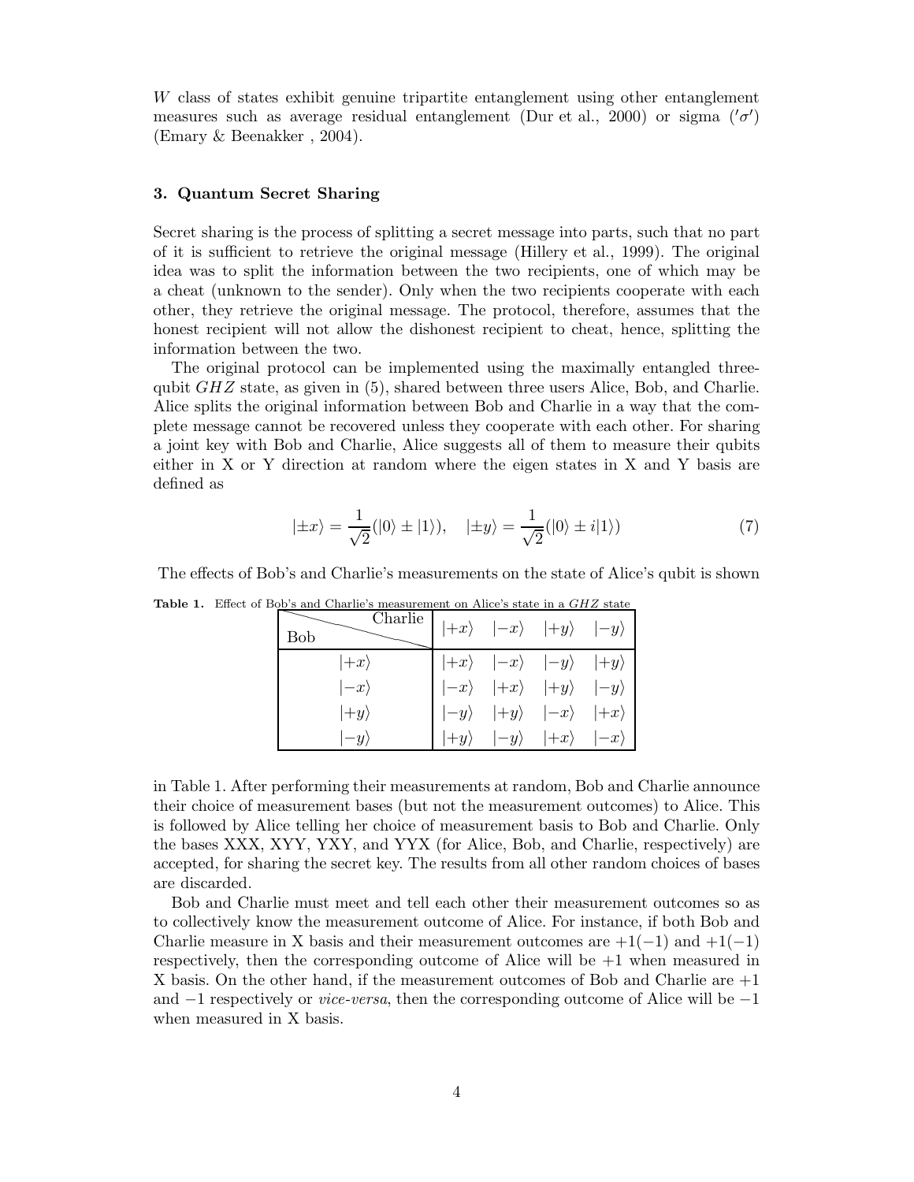*W* class of states exhibit genuine tripartite entanglement using other entanglement measures such as average residual entanglement (Dur et al., 2000) or sigma ($'\sigma'$) (Emary & Beenakker , 2004).

### 3. Quantum Secret Sharing

Secret sharing is the process of splitting a secret message into parts, such that no part of it is sufficient to retrieve the original message (Hillery et al., 1999). The original idea was to split the information between the two recipients, one of which may be a cheat (unknown to the sender). Only when the two recipients cooperate with each other, they retrieve the original message. The protocol, therefore, assumes that the honest recipient will not allow the dishonest recipient to cheat, hence, splitting the information between the two.

The original protocol can be implemented using the maximally entangled three-qubit $GHZ$ state, as given in (5), shared between three users Alice, Bob, and Charlie. Alice splits the original information between Bob and Charlie in a way that the complete message cannot be recovered unless they cooperate with each other. For sharing a joint key with Bob and Charlie, Alice suggests all of them to measure their qubits either in X or Y direction at random where the eigen states in X and Y basis are defined as

$$|\pm x\rangle = \frac{1}{\sqrt{2}}(|0\rangle \pm |1\rangle), \quad |\pm y\rangle = \frac{1}{\sqrt{2}}(|0\rangle \pm i|1\rangle) \tag{7}$$

The effects of Bob's and Charlie's measurements on the state of Alice's qubit is shown in Table 1.

**Table 1.** Effect of Bob's and Charlie's measurement on Alice's state in a $GHZ$ state

| Bob \ Charlie | $\lvert +x\rangle$ | $\lvert -x\rangle$ | $\lvert +y\rangle$ | $\lvert -y\rangle$ |
|---|---|---|---|---|
| $\lvert +x\rangle$ | $\lvert +x\rangle$ | $\lvert -x\rangle$ | $\lvert -y\rangle$ | $\lvert +y\rangle$ |
| $\lvert -x\rangle$ | $\lvert -x\rangle$ | $\lvert +x\rangle$ | $\lvert +y\rangle$ | $\lvert -y\rangle$ |
| $\lvert +y\rangle$ | $\lvert -y\rangle$ | $\lvert +y\rangle$ | $\lvert -x\rangle$ | $\lvert +x\rangle$ |
| $\lvert -y\rangle$ | $\lvert +y\rangle$ | $\lvert -y\rangle$ | $\lvert +x\rangle$ | $\lvert -x\rangle$ |

After performing their measurements at random, Bob and Charlie announce their choice of measurement bases (but not the measurement outcomes) to Alice. This is followed by Alice telling her choice of measurement basis to Bob and Charlie. Only the bases XXX, XYY, YXY, and YYX (for Alice, Bob, and Charlie, respectively) are accepted, for sharing the secret key. The results from all other random choices of bases are discarded.

Bob and Charlie must meet and tell each other their measurement outcomes so as to collectively know the measurement outcome of Alice. For instance, if both Bob and Charlie measure in X basis and their measurement outcomes are $+1(-1)$ and $+1(-1)$ respectively, then the corresponding outcome of Alice will be $+1$ when measured in X basis. On the other hand, if the measurement outcomes of Bob and Charlie are $+1$ and $-1$ respectively or *vice-versa*, then the corresponding outcome of Alice will be $-1$ when measured in X basis.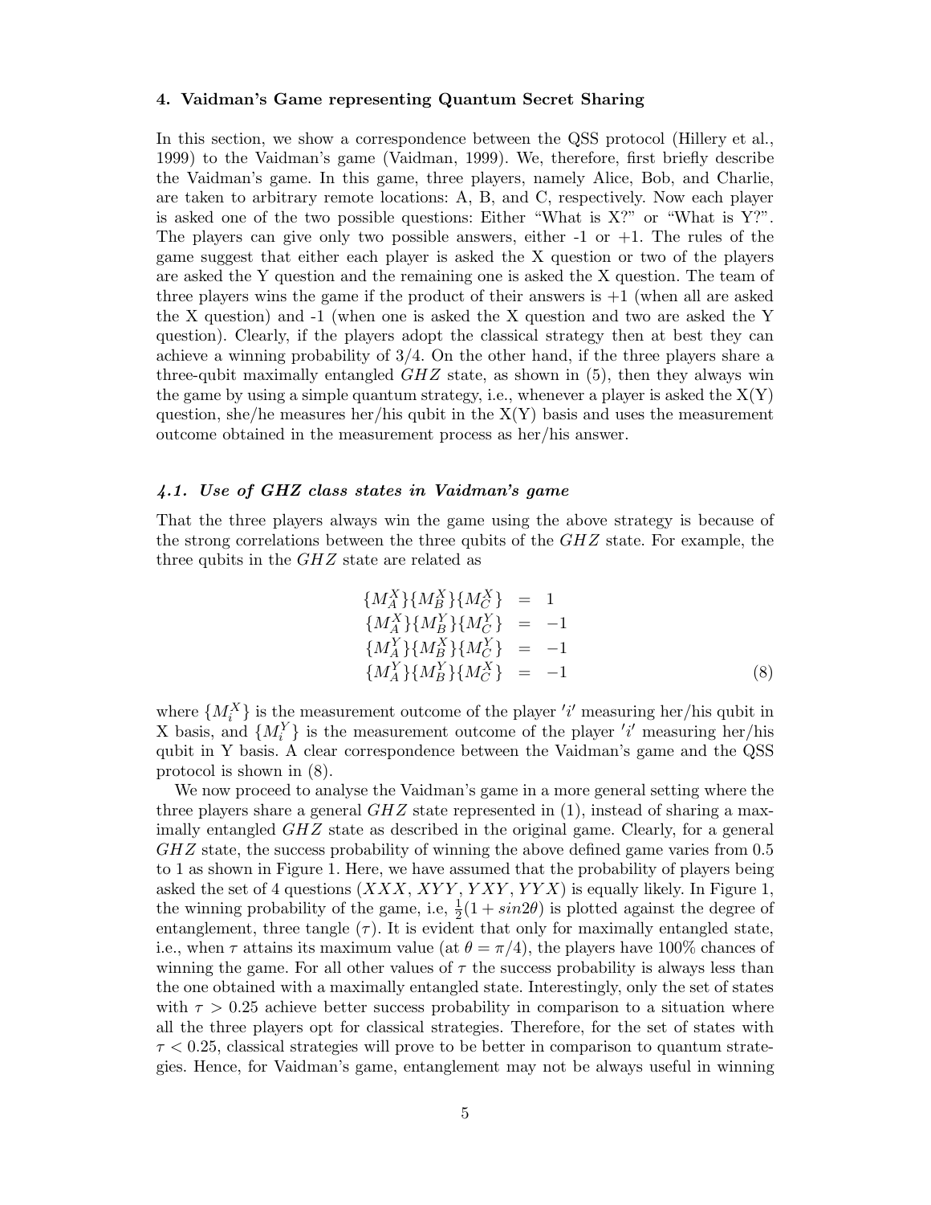### 4. Vaidman's Game representing Quantum Secret Sharing

In this section, we show a correspondence between the QSS protocol (Hillery et al., 1999) to the Vaidman's game (Vaidman, 1999). We, therefore, first briefly describe the Vaidman's game. In this game, three players, namely Alice, Bob, and Charlie, are taken to arbitrary remote locations: A, B, and C, respectively. Now each player is asked one of the two possible questions: Either "What is X?" or "What is Y?". The players can give only two possible answers, either -1 or +1. The rules of the game suggest that either each player is asked the X question or two of the players are asked the Y question and the remaining one is asked the X question. The team of three players wins the game if the product of their answers is +1 (when all are asked the X question) and -1 (when one is asked the X question and two are asked the Y question). Clearly, if the players adopt the classical strategy then at best they can achieve a winning probability of 3/4. On the other hand, if the three players share a three-qubit maximally entangled $GHZ$ state, as shown in (5), then they always win the game by using a simple quantum strategy, i.e., whenever a player is asked the X(Y) question, she/he measures her/his qubit in the X(Y) basis and uses the measurement outcome obtained in the measurement process as her/his answer.

#### *4.1. Use of GHZ class states in Vaidman's game*

That the three players always win the game using the above strategy is because of the strong correlations between the three qubits of the $GHZ$ state. For example, the three qubits in the $GHZ$ state are related as

$$
\begin{aligned}
\{M_A^X\}\{M_B^X\}\{M_C^X\} &= 1 \\
\{M_A^X\}\{M_B^Y\}\{M_C^Y\} &= -1 \\
\{M_A^Y\}\{M_B^X\}\{M_C^Y\} &= -1 \\
\{M_A^Y\}\{M_B^Y\}\{M_C^X\} &= -1
\end{aligned} \tag{8}
$$

where $\{M_i^X\}$ is the measurement outcome of the player $'i'$ measuring her/his qubit in X basis, and $\{M_i^Y\}$ is the measurement outcome of the player $'i'$ measuring her/his qubit in Y basis. A clear correspondence between the Vaidman's game and the QSS protocol is shown in (8).

We now proceed to analyse the Vaidman's game in a more general setting where the three players share a general $GHZ$ state represented in (1), instead of sharing a maximally entangled $GHZ$ state as described in the original game. Clearly, for a general $GHZ$ state, the success probability of winning the above defined game varies from 0.5 to 1 as shown in Figure 1. Here, we have assumed that the probability of players being asked the set of 4 questions ($XXX$, $XYY$, $YXY$, $YYX$) is equally likely. In Figure 1, the winning probability of the game, i.e, $\frac{1}{2}(1 + sin2\theta)$ is plotted against the degree of entanglement, three tangle ($\tau$). It is evident that only for maximally entangled state, i.e., when $\tau$ attains its maximum value (at $\theta = \pi/4$), the players have 100% chances of winning the game. For all other values of $\tau$ the success probability is always less than the one obtained with a maximally entangled state. Interestingly, only the set of states with $\tau > 0.25$ achieve better success probability in comparison to a situation where all the three players opt for classical strategies. Therefore, for the set of states with $\tau < 0.25$, classical strategies will prove to be better in comparison to quantum strategies. Hence, for Vaidman's game, entanglement may not be always useful in winning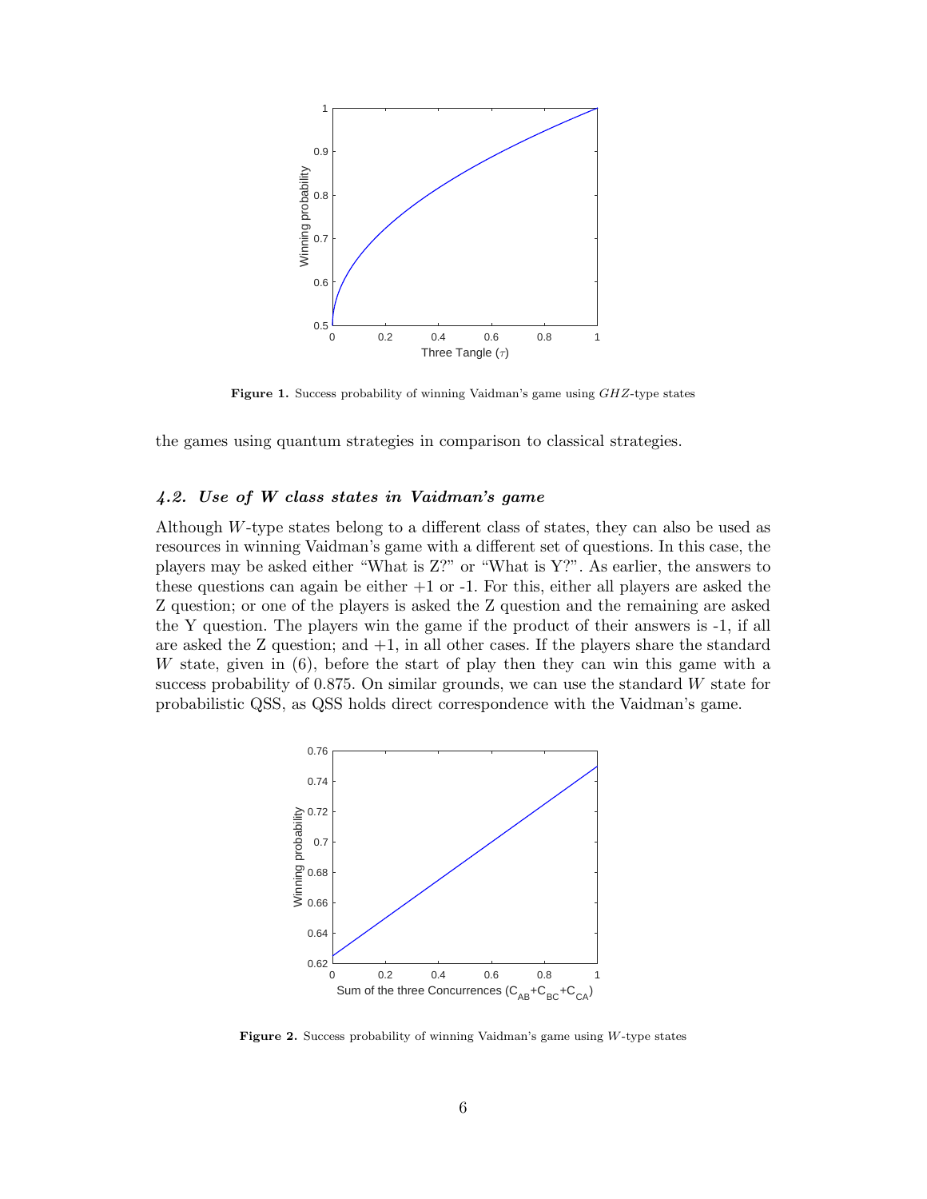**Figure 1.** Success probability of winning Vaidman's game using $GHZ$-type states

the games using quantum strategies in comparison to classical strategies.

### *4.2. Use of W class states in Vaidman's game*

Although $W$-type states belong to a different class of states, they can also be used as resources in winning Vaidman's game with a different set of questions. In this case, the players may be asked either "What is Z?" or "What is Y?". As earlier, the answers to these questions can again be either +1 or -1. For this, either all players are asked the Z question; or one of the players is asked the Z question and the remaining are asked the Y question. The players win the game if the product of their answers is -1, if all are asked the Z question; and +1, in all other cases. If the players share the standard $W$ state, given in (6), before the start of play then they can win this game with a success probability of 0.875. On similar grounds, we can use the standard $W$ state for probabilistic QSS, as QSS holds direct correspondence with the Vaidman's game.

**Figure 2.** Success probability of winning Vaidman's game using $W$-type states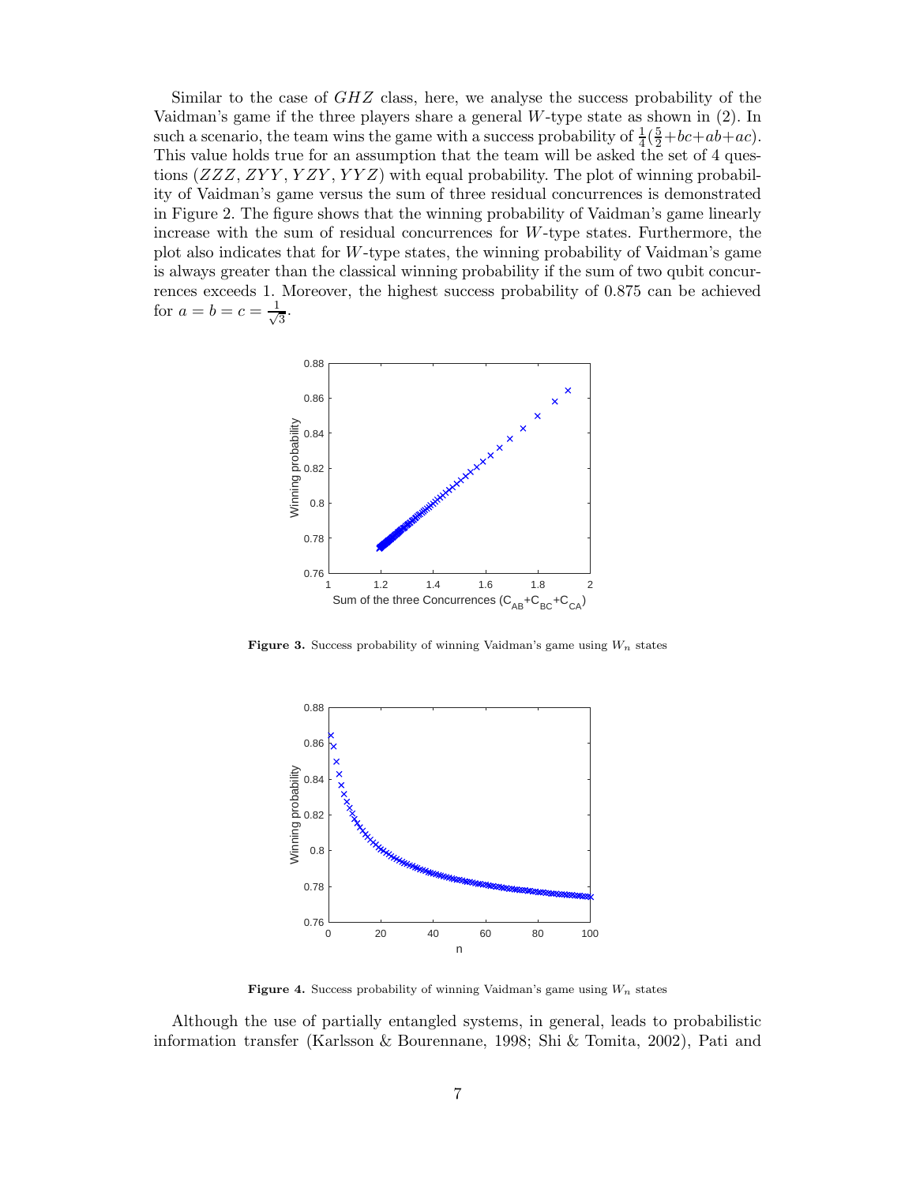Similar to the case of $GHZ$ class, here, we analyse the success probability of the Vaidman's game if the three players share a general $W$-type state as shown in (2). In such a scenario, the team wins the game with a success probability of $\frac{1}{4}(\frac{5}{2}+bc+ab+ac)$. This value holds true for an assumption that the team will be asked the set of 4 questions ($ZZZ$, $ZYY$, $YZY$, $YYZ$) with equal probability. The plot of winning probability of Vaidman's game versus the sum of three residual concurrences is demonstrated in Figure 2. The figure shows that the winning probability of Vaidman's game linearly increase with the sum of residual concurrences for $W$-type states. Furthermore, the plot also indicates that for $W$-type states, the winning probability of Vaidman's game is always greater than the classical winning probability if the sum of two qubit concurrences exceeds 1. Moreover, the highest success probability of 0.875 can be achieved for $a = b = c = \frac{1}{\sqrt{3}}$.

**Figure 3.** Success probability of winning Vaidman's game using $W_n$ states

**Figure 4.** Success probability of winning Vaidman's game using $W_n$ states

Although the use of partially entangled systems, in general, leads to probabilistic information transfer (Karlsson & Bourennane, 1998; Shi & Tomita, 2002), Pati and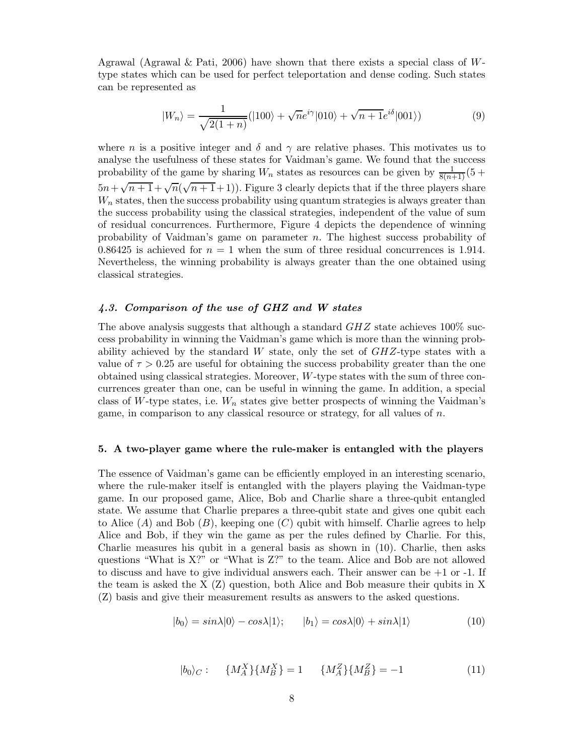Agrawal (Agrawal & Pati, 2006) have shown that there exists a special class of $W$-type states which can be used for perfect teleportation and dense coding. Such states can be represented as

$$|W_n\rangle = \frac{1}{\sqrt{2(1+n)}}(|100\rangle + \sqrt{n}e^{i\gamma}|010\rangle + \sqrt{n+1}e^{i\delta}|001\rangle) \tag{9}$$

where $n$ is a positive integer and $\delta$ and $\gamma$ are relative phases. This motivates us to analyse the usefulness of these states for Vaidman's game. We found that the success probability of the game by sharing $W_n$ states as resources can be given by $\frac{1}{8(n+1)}(5 + 5n + \sqrt{n+1} + \sqrt{n}(\sqrt{n+1}+1))$. Figure 3 clearly depicts that if the three players share $W_n$ states, then the success probability using quantum strategies is always greater than the success probability using the classical strategies, independent of the value of sum of residual concurrences. Furthermore, Figure 4 depicts the dependence of winning probability of Vaidman's game on parameter $n$. The highest success probability of 0.86425 is achieved for $n = 1$ when the sum of three residual concurrences is 1.914. Nevertheless, the winning probability is always greater than the one obtained using classical strategies.

### *4.3. Comparison of the use of GHZ and W states*

The above analysis suggests that although a standard $GHZ$ state achieves 100% success probability in winning the Vaidman's game which is more than the winning probability achieved by the standard $W$ state, only the set of $GHZ$-type states with a value of $\tau > 0.25$ are useful for obtaining the success probability greater than the one obtained using classical strategies. Moreover, $W$-type states with the sum of three concurrences greater than one, can be useful in winning the game. In addition, a special class of $W$-type states, i.e. $W_n$ states give better prospects of winning the Vaidman's game, in comparison to any classical resource or strategy, for all values of $n$.

## 5. A two-player game where the rule-maker is entangled with the players

The essence of Vaidman's game can be efficiently employed in an interesting scenario, where the rule-maker itself is entangled with the players playing the Vaidman-type game. In our proposed game, Alice, Bob and Charlie share a three-qubit entangled state. We assume that Charlie prepares a three-qubit state and gives one qubit each to Alice ($A$) and Bob ($B$), keeping one ($C$) qubit with himself. Charlie agrees to help Alice and Bob, if they win the game as per the rules defined by Charlie. For this, Charlie measures his qubit in a general basis as shown in (10). Charlie, then asks questions "What is X?" or "What is Z?" to the team. Alice and Bob are not allowed to discuss and have to give individual answers each. Their answer can be +1 or -1. If the team is asked the X (Z) question, both Alice and Bob measure their qubits in X (Z) basis and give their measurement results as answers to the asked questions.

$$|b_0\rangle = sin\lambda|0\rangle - cos\lambda|1\rangle; \qquad |b_1\rangle = cos\lambda|0\rangle + sin\lambda|1\rangle \tag{10}$$

$$|b_0\rangle_C : \quad \{M_A^X\}\{M_B^X\} = 1 \quad \{M_A^Z\}\{M_B^Z\} = -1 \tag{11}$$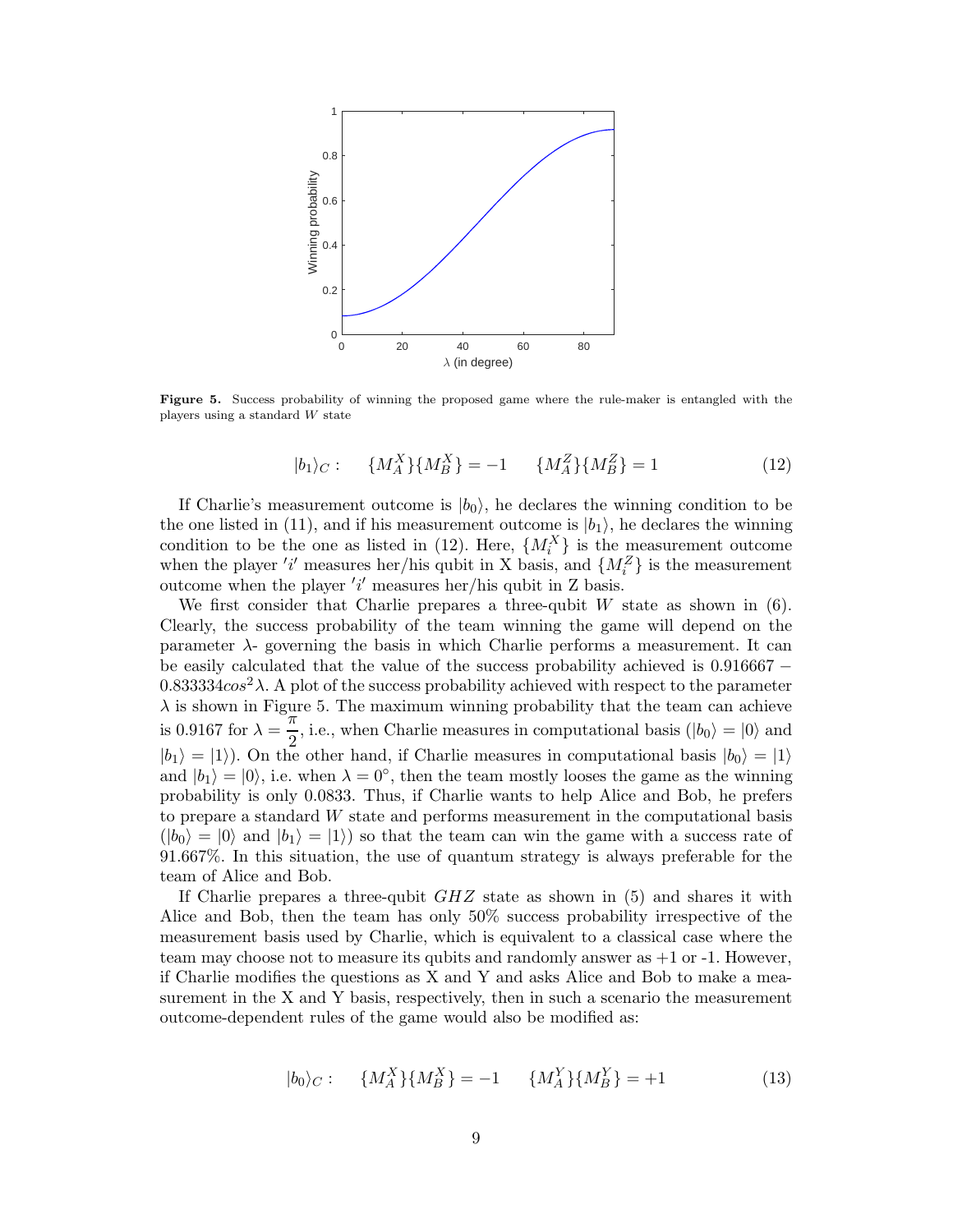**Figure 5.** Success probability of winning the proposed game where the rule-maker is entangled with the players using a standard $W$ state

$$|b_1\rangle_C: \quad \{M_A^X\}\{M_B^X\} = -1 \quad \{M_A^Z\}\{M_B^Z\} = 1 \tag{12}$$

If Charlie's measurement outcome is $|b_0\rangle$, he declares the winning condition to be the one listed in (11), and if his measurement outcome is $|b_1\rangle$, he declares the winning condition to be the one as listed in (12). Here, $\{M_i^X\}$ is the measurement outcome when the player $'i'$ measures her/his qubit in X basis, and $\{M_i^Z\}$ is the measurement outcome when the player $'i'$ measures her/his qubit in Z basis.

We first consider that Charlie prepares a three-qubit $W$ state as shown in (6). Clearly, the success probability of the team winning the game will depend on the parameter $\lambda$- governing the basis in which Charlie performs a measurement. It can be easily calculated that the value of the success probability achieved is $0.916667 - 0.833334cos^2\lambda$. A plot of the success probability achieved with respect to the parameter $\lambda$ is shown in Figure 5. The maximum winning probability that the team can achieve is 0.9167 for $\lambda = \frac{\pi}{2}$, i.e., when Charlie measures in computational basis ($|b_0\rangle = |0\rangle$ and $|b_1\rangle = |1\rangle$). On the other hand, if Charlie measures in computational basis $|b_0\rangle = |1\rangle$ and $|b_1\rangle = |0\rangle$, i.e. when $\lambda = 0^\circ$, then the team mostly looses the game as the winning probability is only 0.0833. Thus, if Charlie wants to help Alice and Bob, he prefers to prepare a standard $W$ state and performs measurement in the computational basis ($|b_0\rangle = |0\rangle$ and $|b_1\rangle = |1\rangle$) so that the team can win the game with a success rate of 91.667%. In this situation, the use of quantum strategy is always preferable for the team of Alice and Bob.

If Charlie prepares a three-qubit $GHZ$ state as shown in (5) and shares it with Alice and Bob, then the team has only 50% success probability irrespective of the measurement basis used by Charlie, which is equivalent to a classical case where the team may choose not to measure its qubits and randomly answer as +1 or -1. However, if Charlie modifies the questions as X and Y and asks Alice and Bob to make a measurement in the X and Y basis, respectively, then in such a scenario the measurement outcome-dependent rules of the game would also be modified as:

$$|b_0\rangle_C: \quad \{M_A^X\}\{M_B^X\} = -1 \quad \{M_A^Y\}\{M_B^Y\} = +1 \tag{13}$$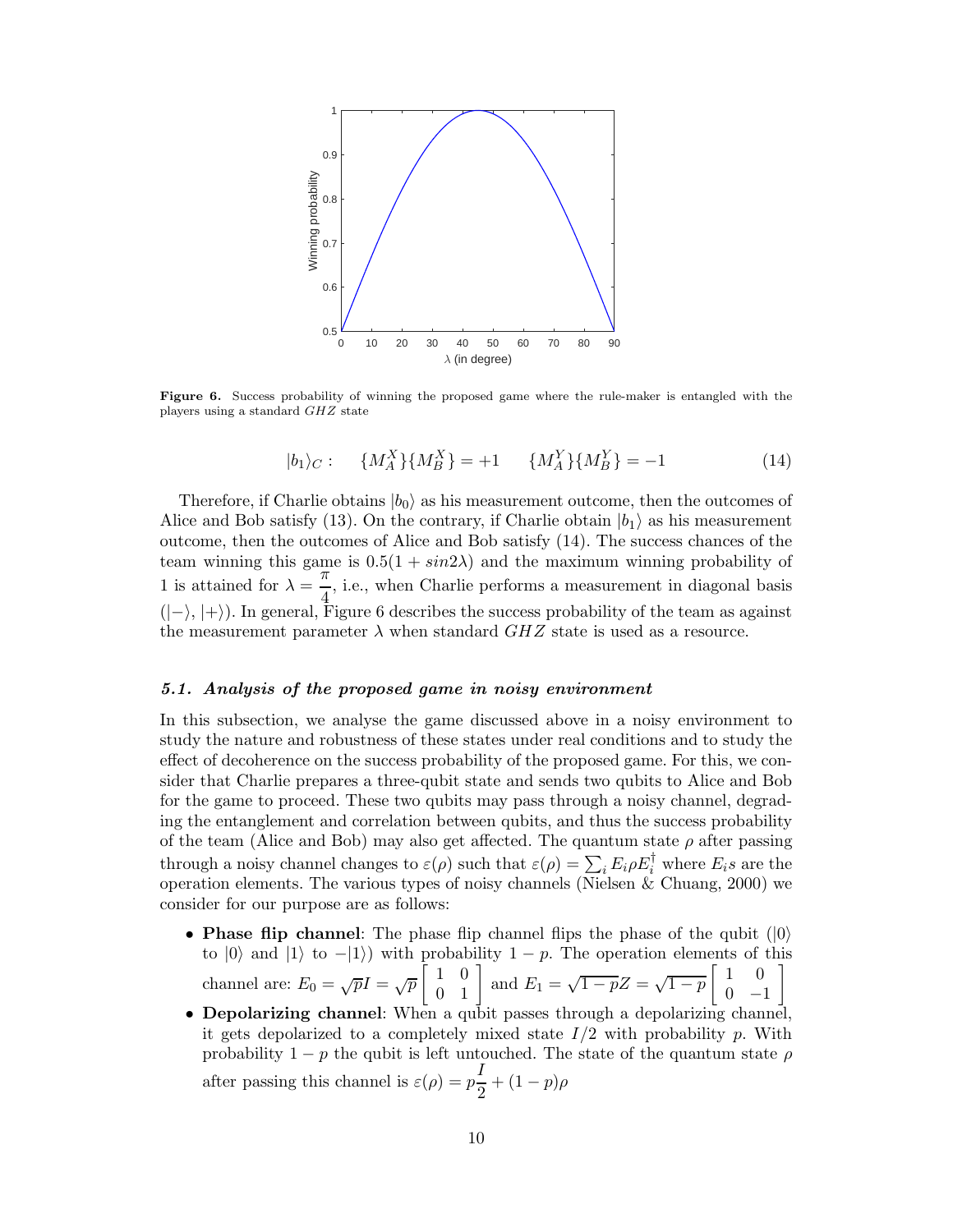**Figure 6.** Success probability of winning the proposed game where the rule-maker is entangled with the players using a standard $GHZ$ state

$$|b_1\rangle_C: \quad \{M_A^X\}\{M_B^X\} = +1 \quad \{M_A^Y\}\{M_B^Y\} = -1 \tag{14}$$

Therefore, if Charlie obtains $|b_0\rangle$ as his measurement outcome, then the outcomes of Alice and Bob satisfy (13). On the contrary, if Charlie obtain $|b_1\rangle$ as his measurement outcome, then the outcomes of Alice and Bob satisfy (14). The success chances of the team winning this game is $0.5(1 + sin2\lambda)$ and the maximum winning probability of 1 is attained for $\lambda = \frac{\pi}{4}$, i.e., when Charlie performs a measurement in diagonal basis $(|-\rangle, |+\rangle)$. In general, Figure 6 describes the success probability of the team as against the measurement parameter $\lambda$ when standard $GHZ$ state is used as a resource.

### *5.1. Analysis of the proposed game in noisy environment*

In this subsection, we analyse the game discussed above in a noisy environment to study the nature and robustness of these states under real conditions and to study the effect of decoherence on the success probability of the proposed game. For this, we consider that Charlie prepares a three-qubit state and sends two qubits to Alice and Bob for the game to proceed. These two qubits may pass through a noisy channel, degrading the entanglement and correlation between qubits, and thus the success probability of the team (Alice and Bob) may also get affected. The quantum state $\rho$ after passing through a noisy channel changes to $\varepsilon(\rho)$ such that $\varepsilon(\rho) = \sum_i E_i \rho E_i^\dagger$ where $E_i$s are the operation elements. The various types of noisy channels (Nielsen & Chuang, 2000) we consider for our purpose are as follows:

- **Phase flip channel**: The phase flip channel flips the phase of the qubit ($|0\rangle$ to $|0\rangle$ and $|1\rangle$ to $-|1\rangle$) with probability $1 - p$. The operation elements of this channel are: $E_0 = \sqrt{p}I = \sqrt{p}\begin{bmatrix} 1 & 0 \\ 0 & 1 \end{bmatrix}$ and $E_1 = \sqrt{1-p}Z = \sqrt{1-p}\begin{bmatrix} 1 & 0 \\ 0 & -1 \end{bmatrix}$
- **Depolarizing channel**: When a qubit passes through a depolarizing channel, it gets depolarized to a completely mixed state $I/2$ with probability $p$. With probability $1 - p$ the qubit is left untouched. The state of the quantum state $\rho$ after passing this channel is $\varepsilon(\rho) = p\frac{I}{2} + (1 - p)\rho$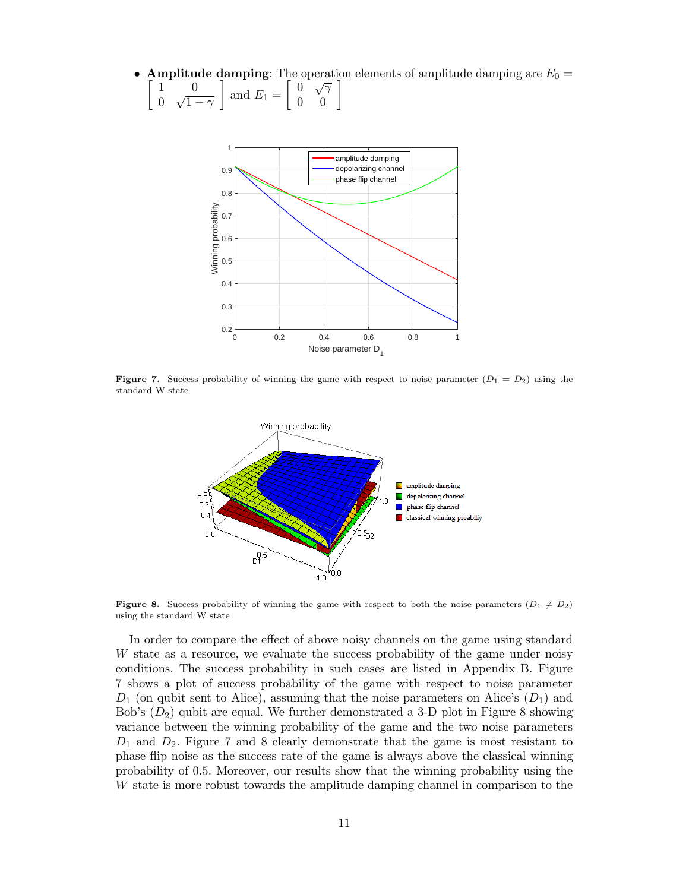- **Amplitude damping**: The operation elements of amplitude damping are $E_0 = \begin{bmatrix} 1 & 0 \\ 0 & \sqrt{1-\gamma} \end{bmatrix}$ and $E_1 = \begin{bmatrix} 0 & \sqrt{\gamma} \\ 0 & 0 \end{bmatrix}$

**Figure 7.** Success probability of winning the game with respect to noise parameter ($D_1 = D_2$) using the standard W state

**Figure 8.** Success probability of winning the game with respect to both the noise parameters ($D_1 \neq D_2$) using the standard W state

In order to compare the effect of above noisy channels on the game using standard $W$ state as a resource, we evaluate the success probability of the game under noisy conditions. The success probability in such cases are listed in Appendix B. Figure 7 shows a plot of success probability of the game with respect to noise parameter $D_1$ (on qubit sent to Alice), assuming that the noise parameters on Alice's ($D_1$) and Bob's ($D_2$) qubit are equal. We further demonstrated a 3-D plot in Figure 8 showing variance between the winning probability of the game and the two noise parameters $D_1$ and $D_2$. Figure 7 and 8 clearly demonstrate that the game is most resistant to phase flip noise as the success rate of the game is always above the classical winning probability of 0.5. Moreover, our results show that the winning probability using the $W$ state is more robust towards the amplitude damping channel in comparison to the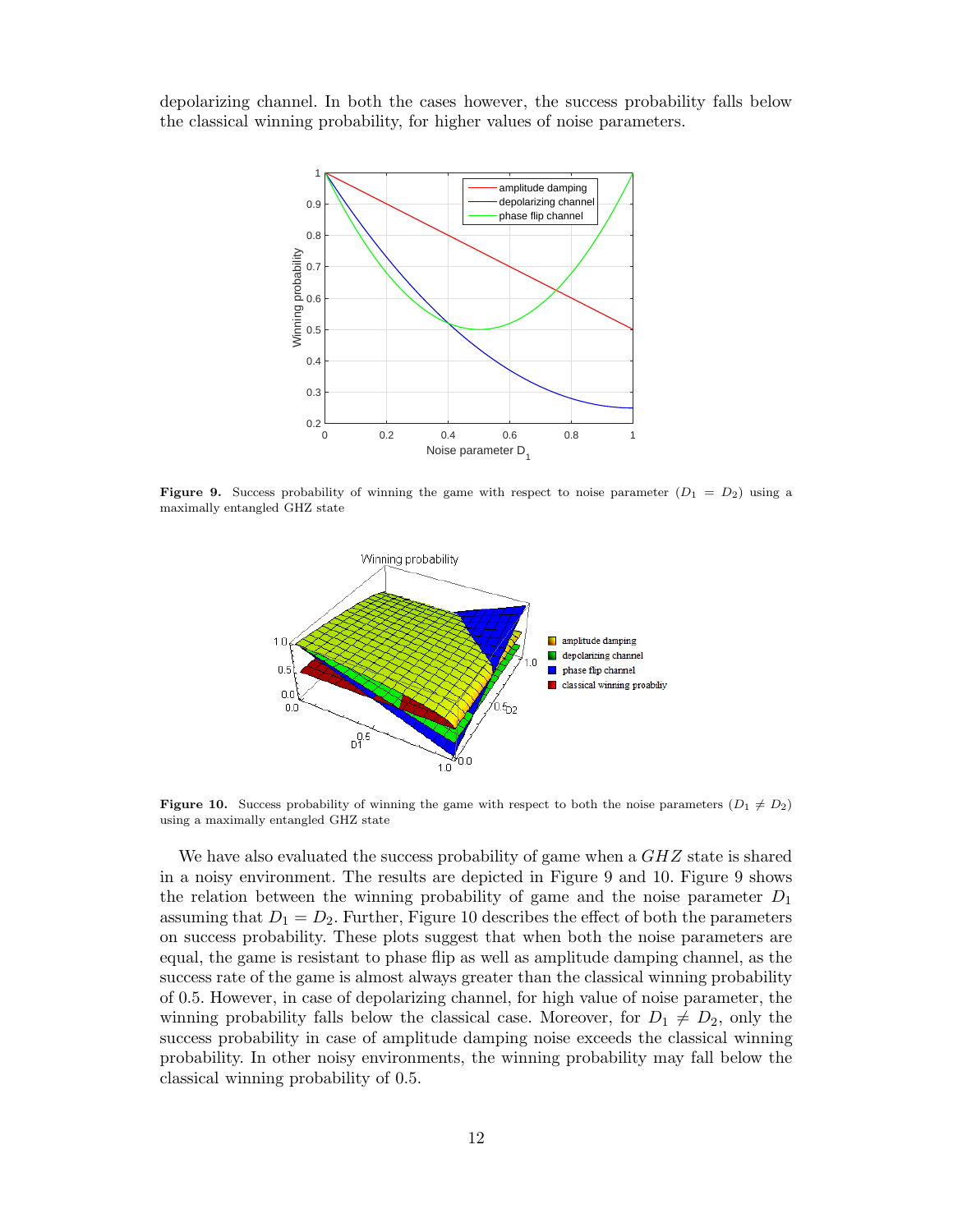depolarizing channel. In both the cases however, the success probability falls below the classical winning probability, for higher values of noise parameters.

**Figure 9.** Success probability of winning the game with respect to noise parameter ($D_1 = D_2$) using a maximally entangled GHZ state

**Figure 10.** Success probability of winning the game with respect to both the noise parameters ($D_1 \neq D_2$) using a maximally entangled GHZ state

We have also evaluated the success probability of game when a $GHZ$ state is shared in a noisy environment. The results are depicted in Figure 9 and 10. Figure 9 shows the relation between the winning probability of game and the noise parameter $D_1$ assuming that $D_1 = D_2$. Further, Figure 10 describes the effect of both the parameters on success probability. These plots suggest that when both the noise parameters are equal, the game is resistant to phase flip as well as amplitude damping channel, as the success rate of the game is almost always greater than the classical winning probability of 0.5. However, in case of depolarizing channel, for high value of noise parameter, the winning probability falls below the classical case. Moreover, for $D_1 \neq D_2$, only the success probability in case of amplitude damping noise exceeds the classical winning probability. In other noisy environments, the winning probability may fall below the classical winning probability of 0.5.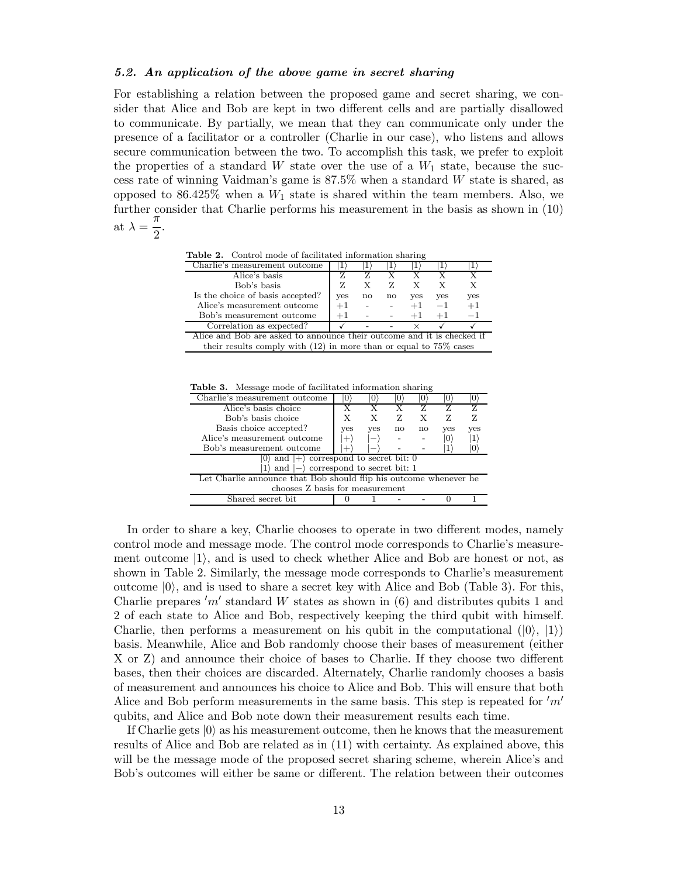### *5.2. An application of the above game in secret sharing*

For establishing a relation between the proposed game and secret sharing, we consider that Alice and Bob are kept in two different cells and are partially disallowed to communicate. By partially, we mean that they can communicate only under the presence of a facilitator or a controller (Charlie in our case), who listens and allows secure communication between the two. To accomplish this task, we prefer to exploit the properties of a standard $W$ state over the use of a $W_1$ state, because the success rate of winning Vaidman's game is 87.5% when a standard $W$ state is shared, as opposed to 86.425% when a $W_1$ state is shared within the team members. Also, we further consider that Charlie performs his measurement in the basis as shown in (10) at $\lambda = \frac{\pi}{2}$.

**Table 2.** Control mode of facilitated information sharing

| Charlie's measurement outcome | $\|1\rangle$ | $\|1\rangle$ | $\|1\rangle$ | $\|1\rangle$ | $\|1\rangle$ | $\|1\rangle$ |
|---|---|---|---|---|---|---|
| Alice's basis | Z | Z | X | X | X | X |
| Bob's basis | Z | X | Z | X | X | X |
| Is the choice of basis accepted? | yes | no | no | yes | yes | yes |
| Alice's measurement outcome | $+1$ | - | - | $+1$ | $-1$ | $+1$ |
| Bob's measurement outcome | $+1$ | - | - | $+1$ | $+1$ | $-1$ |
| Correlation as expected? | ✓ | - | - | × | ✓ | ✓ |
| Alice and Bob are asked to announce their outcome and it is checked if their results comply with (12) in more than or equal to 75% cases | | | | | | |

**Table 3.** Message mode of facilitated information sharing

| Charlie's measurement outcome | $\|0\rangle$ | $\|0\rangle$ | $\|0\rangle$ | $\|0\rangle$ | $\|0\rangle$ | $\|0\rangle$ |
|---|---|---|---|---|---|---|
| Alice's basis choice | X | X | X | Z | Z | Z |
| Bob's basis choice | X | X | Z | X | Z | Z |
| Basis choice accepted? | yes | yes | no | no | yes | yes |
| Alice's measurement outcome | $\|+\rangle$ | $\|-\rangle$ | - | - | $\|0\rangle$ | $\|1\rangle$ |
| Bob's measurement outcome | $\|+\rangle$ | $\|-\rangle$ | - | - | $\|1\rangle$ | $\|0\rangle$ |
| $\|0\rangle$ and $\|+\rangle$ correspond to secret bit: 0 | | | | | | |
| $\|1\rangle$ and $\|-\rangle$ correspond to secret bit: 1 | | | | | | |
| Let Charlie announce that Bob should flip his outcome whenever he chooses Z basis for measurement | | | | | | |
| Shared secret bit | 0 | 1 | - | - | 0 | 1 |

In order to share a key, Charlie chooses to operate in two different modes, namely control mode and message mode. The control mode corresponds to Charlie's measurement outcome $|1\rangle$, and is used to check whether Alice and Bob are honest or not, as shown in Table 2. Similarly, the message mode corresponds to Charlie's measurement outcome $|0\rangle$, and is used to share a secret key with Alice and Bob (Table 3). For this, Charlie prepares $'m'$ standard $W$ states as shown in (6) and distributes qubits 1 and 2 of each state to Alice and Bob, respectively keeping the third qubit with himself. Charlie, then performs a measurement on his qubit in the computational ($|0\rangle$, $|1\rangle$) basis. Meanwhile, Alice and Bob randomly choose their bases of measurement (either X or Z) and announce their choice of bases to Charlie. If they choose two different bases, then their choices are discarded. Alternately, Charlie randomly chooses a basis of measurement and announces his choice to Alice and Bob. This will ensure that both Alice and Bob perform measurements in the same basis. This step is repeated for $'m'$ qubits, and Alice and Bob note down their measurement results each time.

If Charlie gets $|0\rangle$ as his measurement outcome, then he knows that the measurement results of Alice and Bob are related as in (11) with certainty. As explained above, this will be the message mode of the proposed secret sharing scheme, wherein Alice's and Bob's outcomes will either be same or different. The relation between their outcomes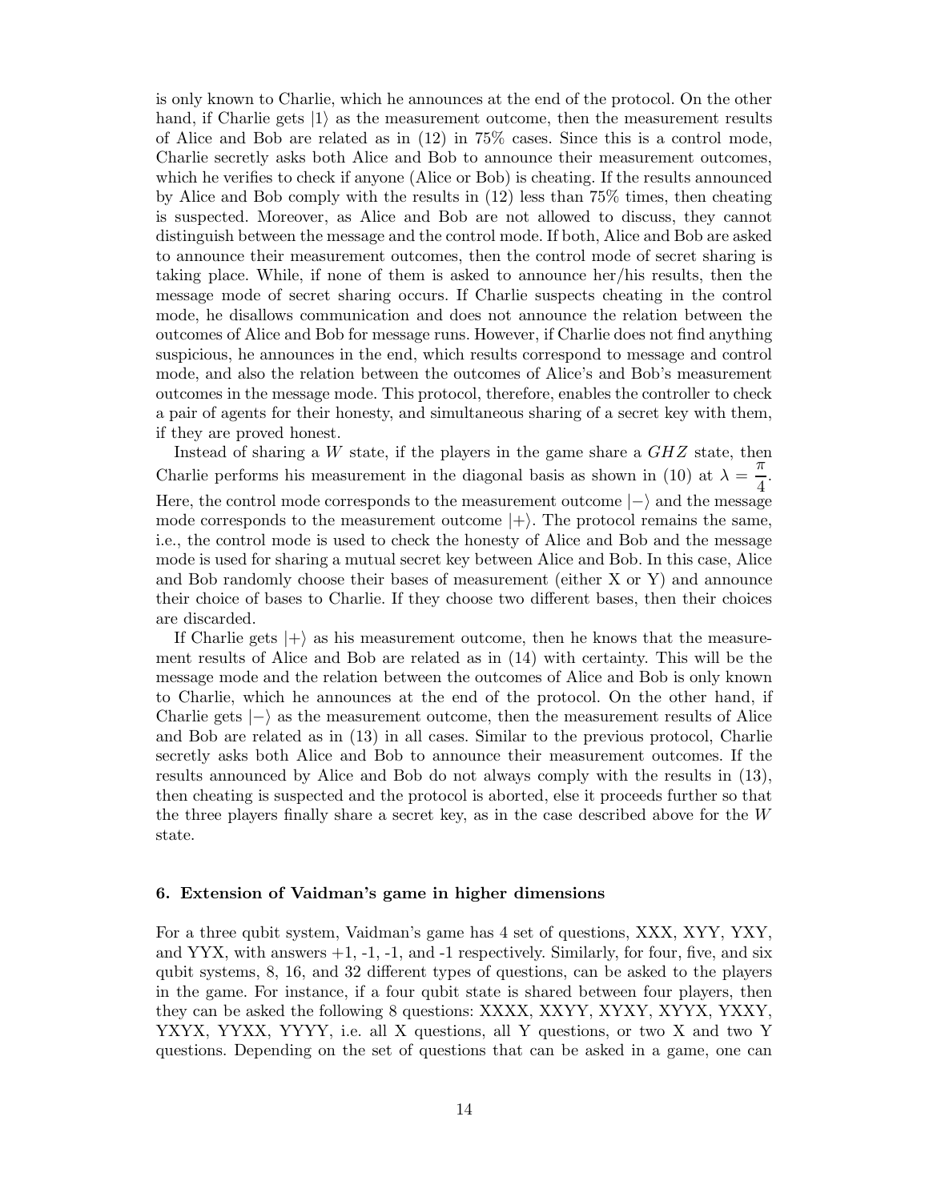is only known to Charlie, which he announces at the end of the protocol. On the other hand, if Charlie gets $|1\rangle$ as the measurement outcome, then the measurement results of Alice and Bob are related as in (12) in 75% cases. Since this is a control mode, Charlie secretly asks both Alice and Bob to announce their measurement outcomes, which he verifies to check if anyone (Alice or Bob) is cheating. If the results announced by Alice and Bob comply with the results in (12) less than 75% times, then cheating is suspected. Moreover, as Alice and Bob are not allowed to discuss, they cannot distinguish between the message and the control mode. If both, Alice and Bob are asked to announce their measurement outcomes, then the control mode of secret sharing is taking place. While, if none of them is asked to announce her/his results, then the message mode of secret sharing occurs. If Charlie suspects cheating in the control mode, he disallows communication and does not announce the relation between the outcomes of Alice and Bob for message runs. However, if Charlie does not find anything suspicious, he announces in the end, which results correspond to message and control mode, and also the relation between the outcomes of Alice's and Bob's measurement outcomes in the message mode. This protocol, therefore, enables the controller to check a pair of agents for their honesty, and simultaneous sharing of a secret key with them, if they are proved honest.

Instead of sharing a $W$ state, if the players in the game share a $GHZ$ state, then Charlie performs his measurement in the diagonal basis as shown in (10) at $\lambda = \dfrac{\pi}{4}$. Here, the control mode corresponds to the measurement outcome $|-\rangle$ and the message mode corresponds to the measurement outcome $|+\rangle$. The protocol remains the same, i.e., the control mode is used to check the honesty of Alice and Bob and the message mode is used for sharing a mutual secret key between Alice and Bob. In this case, Alice and Bob randomly choose their bases of measurement (either X or Y) and announce their choice of bases to Charlie. If they choose two different bases, then their choices are discarded.

If Charlie gets $|+\rangle$ as his measurement outcome, then he knows that the measurement results of Alice and Bob are related as in (14) with certainty. This will be the message mode and the relation between the outcomes of Alice and Bob is only known to Charlie, which he announces at the end of the protocol. On the other hand, if Charlie gets $|-\rangle$ as the measurement outcome, then the measurement results of Alice and Bob are related as in (13) in all cases. Similar to the previous protocol, Charlie secretly asks both Alice and Bob to announce their measurement outcomes. If the results announced by Alice and Bob do not always comply with the results in (13), then cheating is suspected and the protocol is aborted, else it proceeds further so that the three players finally share a secret key, as in the case described above for the $W$ state.

## 6. Extension of Vaidman's game in higher dimensions

For a three qubit system, Vaidman's game has 4 set of questions, XXX, XYY, YXY, and YYX, with answers +1, -1, -1, and -1 respectively. Similarly, for four, five, and six qubit systems, 8, 16, and 32 different types of questions, can be asked to the players in the game. For instance, if a four qubit state is shared between four players, then they can be asked the following 8 questions: XXXX, XXYY, XYXY, XYYX, YXXY, YXYX, YYXX, YYYY, i.e. all X questions, all Y questions, or two X and two Y questions. Depending on the set of questions that can be asked in a game, one can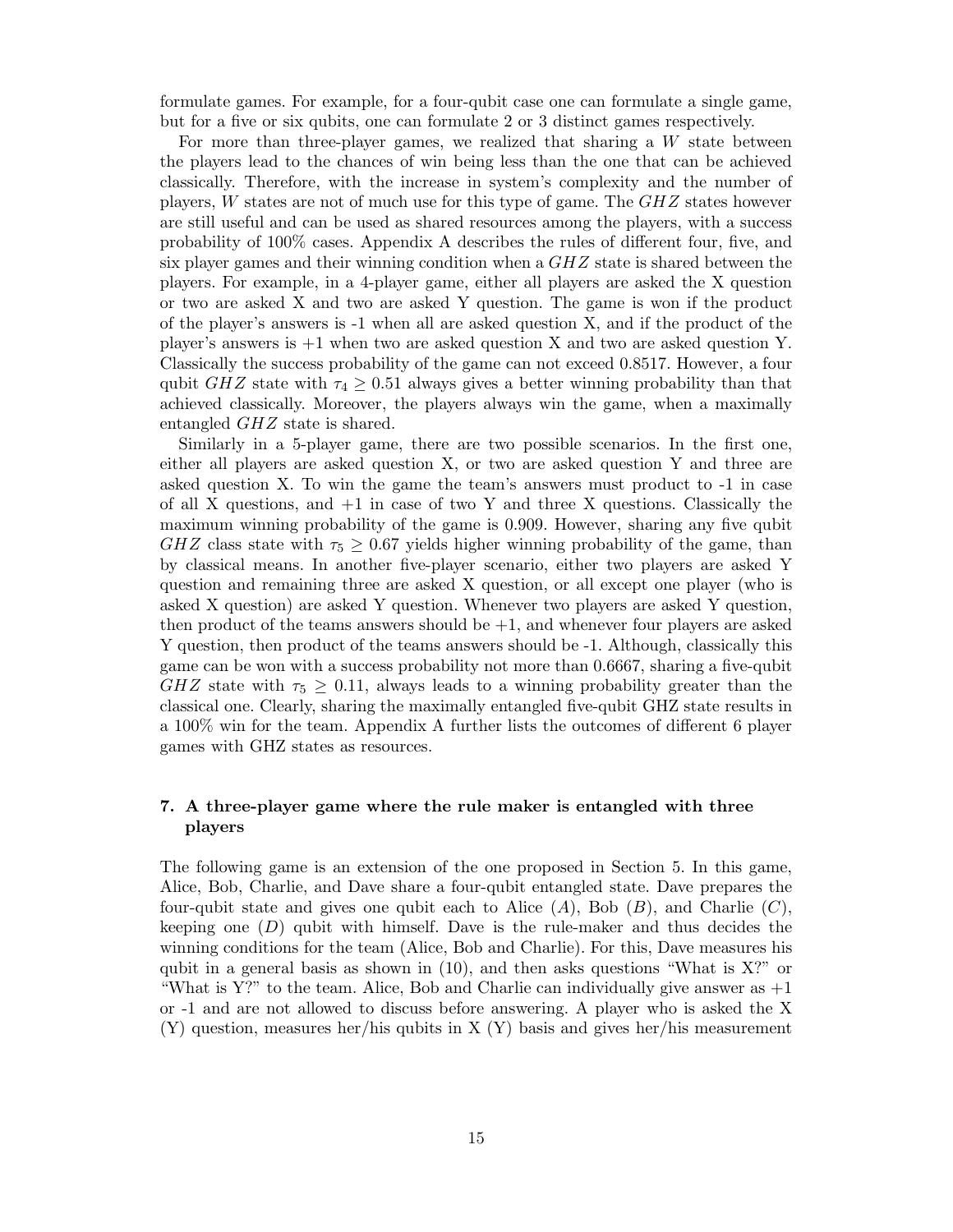formulate games. For example, for a four-qubit case one can formulate a single game, but for a five or six qubits, one can formulate 2 or 3 distinct games respectively.

For more than three-player games, we realized that sharing a $W$ state between the players lead to the chances of win being less than the one that can be achieved classically. Therefore, with the increase in system's complexity and the number of players, $W$ states are not of much use for this type of game. The $GHZ$ states however are still useful and can be used as shared resources among the players, with a success probability of 100% cases. Appendix A describes the rules of different four, five, and six player games and their winning condition when a $GHZ$ state is shared between the players. For example, in a 4-player game, either all players are asked the X question or two are asked X and two are asked Y question. The game is won if the product of the player's answers is -1 when all are asked question X, and if the product of the player's answers is +1 when two are asked question X and two are asked question Y. Classically the success probability of the game can not exceed 0.8517. However, a four qubit $GHZ$ state with $\tau_4 \geq 0.51$ always gives a better winning probability than that achieved classically. Moreover, the players always win the game, when a maximally entangled $GHZ$ state is shared.

Similarly in a 5-player game, there are two possible scenarios. In the first one, either all players are asked question X, or two are asked question Y and three are asked question X. To win the game the team's answers must product to -1 in case of all X questions, and +1 in case of two Y and three X questions. Classically the maximum winning probability of the game is 0.909. However, sharing any five qubit $GHZ$ class state with $\tau_5 \geq 0.67$ yields higher winning probability of the game, than by classical means. In another five-player scenario, either two players are asked Y question and remaining three are asked X question, or all except one player (who is asked X question) are asked Y question. Whenever two players are asked Y question, then product of the teams answers should be +1, and whenever four players are asked Y question, then product of the teams answers should be -1. Although, classically this game can be won with a success probability not more than 0.6667, sharing a five-qubit $GHZ$ state with $\tau_5 \geq 0.11$, always leads to a winning probability greater than the classical one. Clearly, sharing the maximally entangled five-qubit GHZ state results in a 100% win for the team. Appendix A further lists the outcomes of different 6 player games with GHZ states as resources.

## 7. A three-player game where the rule maker is entangled with three players

The following game is an extension of the one proposed in Section 5. In this game, Alice, Bob, Charlie, and Dave share a four-qubit entangled state. Dave prepares the four-qubit state and gives one qubit each to Alice ($A$), Bob ($B$), and Charlie ($C$), keeping one ($D$) qubit with himself. Dave is the rule-maker and thus decides the winning conditions for the team (Alice, Bob and Charlie). For this, Dave measures his qubit in a general basis as shown in (10), and then asks questions "What is X?" or "What is Y?" to the team. Alice, Bob and Charlie can individually give answer as +1 or -1 and are not allowed to discuss before answering. A player who is asked the X (Y) question, measures her/his qubits in X (Y) basis and gives her/his measurement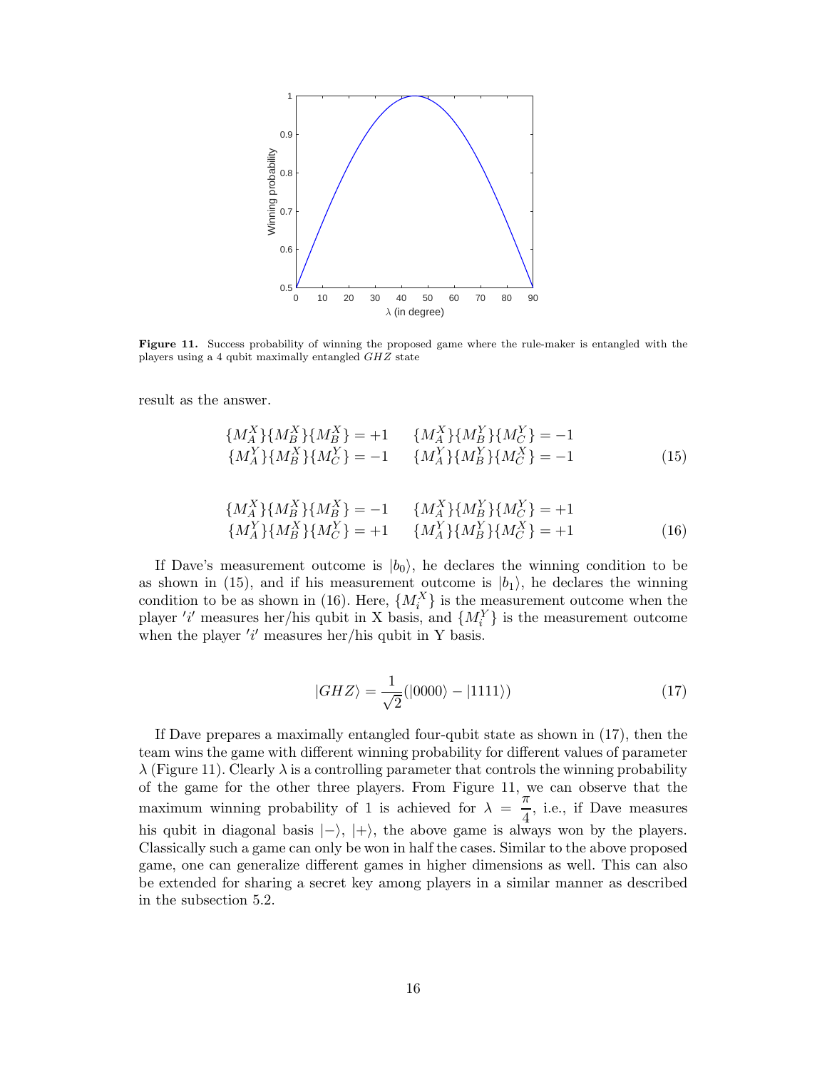**Figure 11.** Success probability of winning the proposed game where the rule-maker is entangled with the players using a 4 qubit maximally entangled $GHZ$ state

result as the answer.

$$
\begin{array}{ll}
\{M_A^X\}\{M_B^X\}\{M_B^X\} = +1 & \{M_A^X\}\{M_B^Y\}\{M_C^Y\} = -1 \\
\{M_A^Y\}\{M_B^X\}\{M_C^Y\} = -1 & \{M_A^Y\}\{M_B^Y\}\{M_C^X\} = -1
\end{array} \tag{15}
$$

$$
\begin{array}{ll}
\{M_A^X\}\{M_B^X\}\{M_B^X\} = -1 & \{M_A^X\}\{M_B^Y\}\{M_C^Y\} = +1 \\
\{M_A^Y\}\{M_B^X\}\{M_C^Y\} = +1 & \{M_A^Y\}\{M_B^Y\}\{M_C^X\} = +1
\end{array} \tag{16}
$$

If Dave's measurement outcome is $|b_0\rangle$, he declares the winning condition to be as shown in (15), and if his measurement outcome is $|b_1\rangle$, he declares the winning condition to be as shown in (16). Here, $\{M_i^X\}$ is the measurement outcome when the player $'i'$ measures her/his qubit in X basis, and $\{M_i^Y\}$ is the measurement outcome when the player $'i'$ measures her/his qubit in Y basis.

$$
|GHZ\rangle = \frac{1}{\sqrt{2}}(|0000\rangle - |1111\rangle) \tag{17}
$$

If Dave prepares a maximally entangled four-qubit state as shown in (17), then the team wins the game with different winning probability for different values of parameter $\lambda$ (Figure 11). Clearly $\lambda$ is a controlling parameter that controls the winning probability of the game for the other three players. From Figure 11, we can observe that the maximum winning probability of 1 is achieved for $\lambda = \frac{\pi}{4}$, i.e., if Dave measures his qubit in diagonal basis $|-\rangle$, $|+\rangle$, the above game is always won by the players. Classically such a game can only be won in half the cases. Similar to the above proposed game, one can generalize different games in higher dimensions as well. This can also be extended for sharing a secret key among players in a similar manner as described in the subsection 5.2.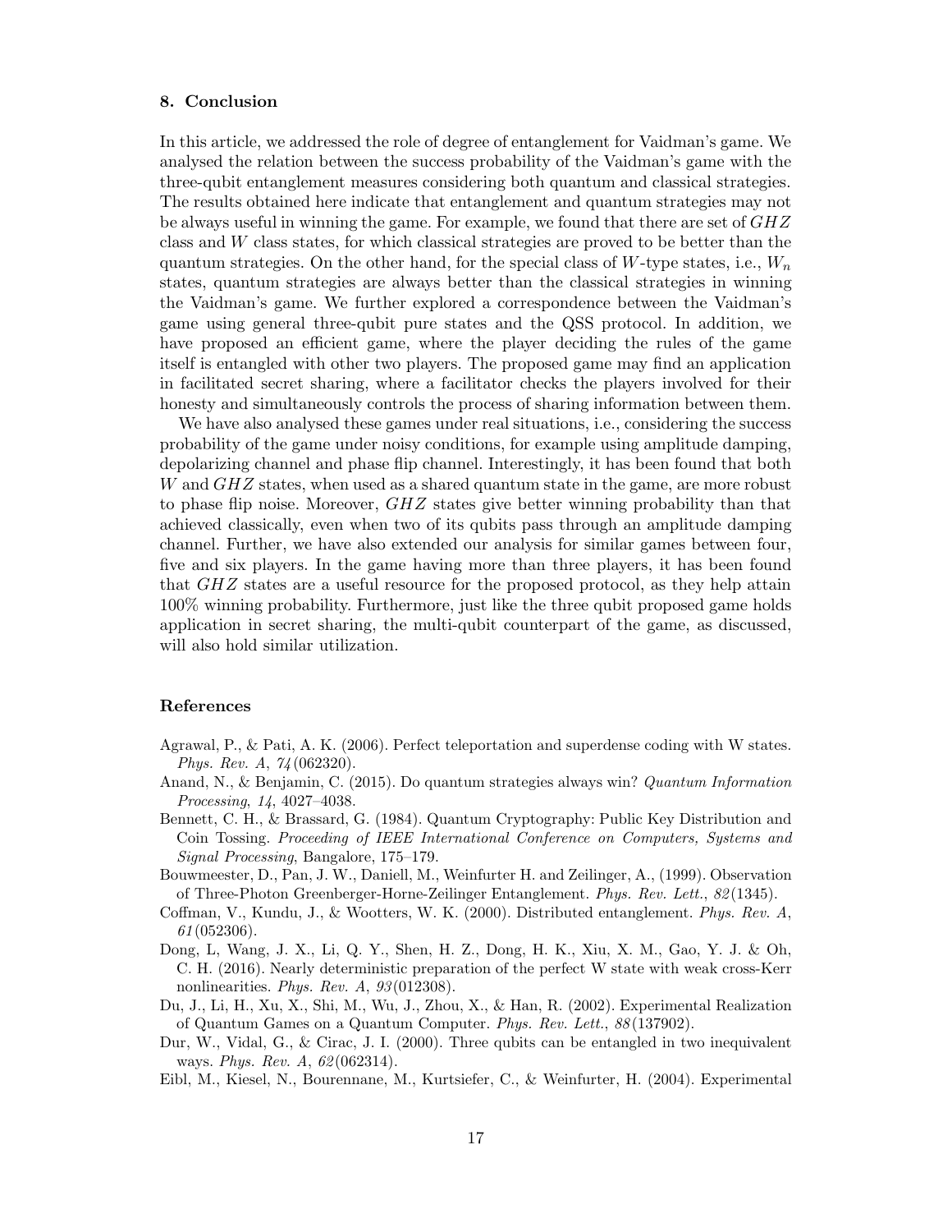## 8. Conclusion

In this article, we addressed the role of degree of entanglement for Vaidman's game. We analysed the relation between the success probability of the Vaidman's game with the three-qubit entanglement measures considering both quantum and classical strategies. The results obtained here indicate that entanglement and quantum strategies may not be always useful in winning the game. For example, we found that there are set of $GHZ$ class and $W$ class states, for which classical strategies are proved to be better than the quantum strategies. On the other hand, for the special class of $W$-type states, i.e., $W_n$ states, quantum strategies are always better than the classical strategies in winning the Vaidman's game. We further explored a correspondence between the Vaidman's game using general three-qubit pure states and the QSS protocol. In addition, we have proposed an efficient game, where the player deciding the rules of the game itself is entangled with other two players. The proposed game may find an application in facilitated secret sharing, where a facilitator checks the players involved for their honesty and simultaneously controls the process of sharing information between them.

We have also analysed these games under real situations, i.e., considering the success probability of the game under noisy conditions, for example using amplitude damping, depolarizing channel and phase flip channel. Interestingly, it has been found that both $W$ and $GHZ$ states, when used as a shared quantum state in the game, are more robust to phase flip noise. Moreover, $GHZ$ states give better winning probability than that achieved classically, even when two of its qubits pass through an amplitude damping channel. Further, we have also extended our analysis for similar games between four, five and six players. In the game having more than three players, it has been found that $GHZ$ states are a useful resource for the proposed protocol, as they help attain 100% winning probability. Furthermore, just like the three qubit proposed game holds application in secret sharing, the multi-qubit counterpart of the game, as discussed, will also hold similar utilization.

## References

Agrawal, P., & Pati, A. K. (2006). Perfect teleportation and superdense coding with W states. *Phys. Rev. A*, *74*(062320).

Anand, N., & Benjamin, C. (2015). Do quantum strategies always win? *Quantum Information Processing*, *14*, 4027–4038.

Bennett, C. H., & Brassard, G. (1984). Quantum Cryptography: Public Key Distribution and Coin Tossing. *Proceeding of IEEE International Conference on Computers, Systems and Signal Processing*, Bangalore, 175–179.

Bouwmeester, D., Pan, J. W., Daniell, M., Weinfurter H. and Zeilinger, A., (1999). Observation of Three-Photon Greenberger-Horne-Zeilinger Entanglement. *Phys. Rev. Lett.*, *82*(1345).

Coffman, V., Kundu, J., & Wootters, W. K. (2000). Distributed entanglement. *Phys. Rev. A*, *61*(052306).

Dong, L, Wang, J. X., Li, Q. Y., Shen, H. Z., Dong, H. K., Xiu, X. M., Gao, Y. J. & Oh, C. H. (2016). Nearly deterministic preparation of the perfect W state with weak cross-Kerr nonlinearities. *Phys. Rev. A*, *93*(012308).

Du, J., Li, H., Xu, X., Shi, M., Wu, J., Zhou, X., & Han, R. (2002). Experimental Realization of Quantum Games on a Quantum Computer. *Phys. Rev. Lett.*, *88*(137902).

Dur, W., Vidal, G., & Cirac, J. I. (2000). Three qubits can be entangled in two inequivalent ways. *Phys. Rev. A*, *62*(062314).

Eibl, M., Kiesel, N., Bourennane, M., Kurtsiefer, C., & Weinfurter, H. (2004). Experimental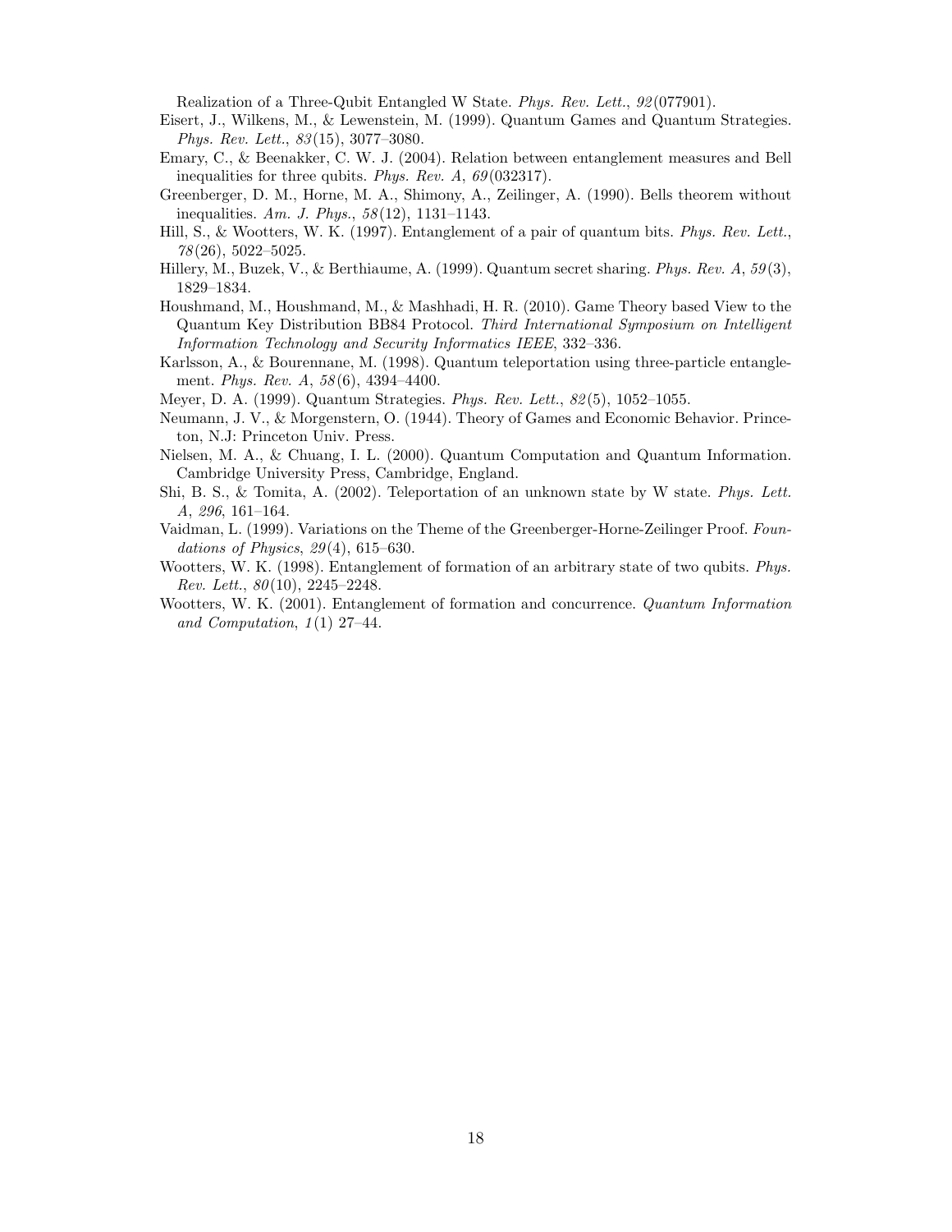Realization of a Three-Qubit Entangled W State. *Phys. Rev. Lett.*, *92*(077901).

Eisert, J., Wilkens, M., & Lewenstein, M. (1999). Quantum Games and Quantum Strategies. *Phys. Rev. Lett.*, *83*(15), 3077–3080.

Emary, C., & Beenakker, C. W. J. (2004). Relation between entanglement measures and Bell inequalities for three qubits. *Phys. Rev. A*, *69*(032317).

Greenberger, D. M., Horne, M. A., Shimony, A., Zeilinger, A. (1990). Bells theorem without inequalities. *Am. J. Phys.*, *58*(12), 1131–1143.

Hill, S., & Wootters, W. K. (1997). Entanglement of a pair of quantum bits. *Phys. Rev. Lett.*, *78*(26), 5022–5025.

Hillery, M., Buzek, V., & Berthiaume, A. (1999). Quantum secret sharing. *Phys. Rev. A*, *59*(3), 1829–1834.

Houshmand, M., Houshmand, M., & Mashhadi, H. R. (2010). Game Theory based View to the Quantum Key Distribution BB84 Protocol. *Third International Symposium on Intelligent Information Technology and Security Informatics IEEE*, 332–336.

Karlsson, A., & Bourennane, M. (1998). Quantum teleportation using three-particle entanglement. *Phys. Rev. A*, *58*(6), 4394–4400.

Meyer, D. A. (1999). Quantum Strategies. *Phys. Rev. Lett.*, *82*(5), 1052–1055.

Neumann, J. V., & Morgenstern, O. (1944). Theory of Games and Economic Behavior. Princeton, N.J: Princeton Univ. Press.

Nielsen, M. A., & Chuang, I. L. (2000). Quantum Computation and Quantum Information. Cambridge University Press, Cambridge, England.

Shi, B. S., & Tomita, A. (2002). Teleportation of an unknown state by W state. *Phys. Lett. A*, *296*, 161–164.

Vaidman, L. (1999). Variations on the Theme of the Greenberger-Horne-Zeilinger Proof. *Foundations of Physics*, *29*(4), 615–630.

Wootters, W. K. (1998). Entanglement of formation of an arbitrary state of two qubits. *Phys. Rev. Lett.*, *80*(10), 2245–2248.

Wootters, W. K. (2001). Entanglement of formation and concurrence. *Quantum Information and Computation*, *1*(1) 27–44.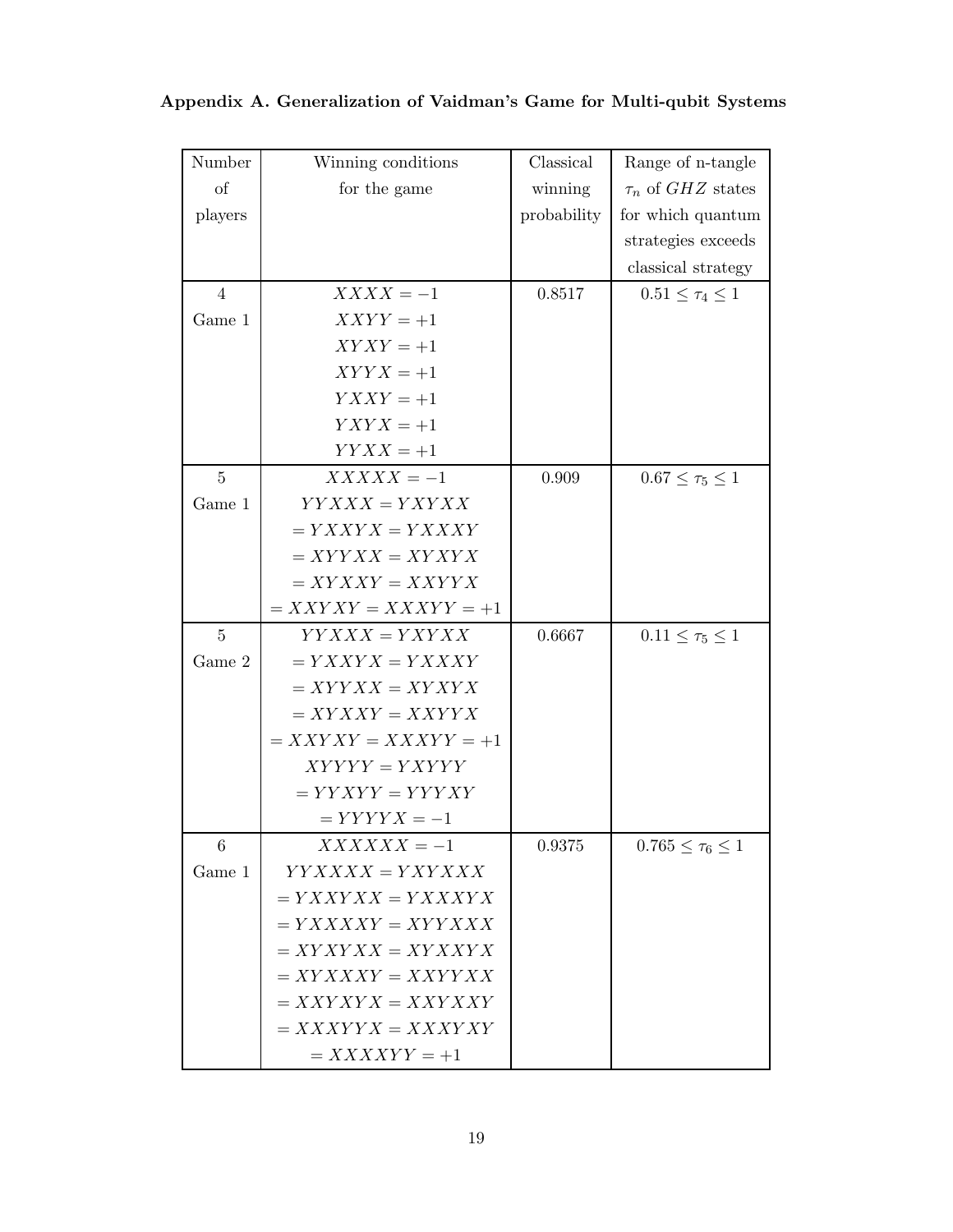**Appendix A. Generalization of Vaidman's Game for Multi-qubit Systems**

| Number of players | Winning conditions for the game | Classical winning probability | Range of n-tangle $\tau_n$ of $GHZ$ states for which quantum strategies exceeds classical strategy |
|---|---|---|---|
| 4 Game 1 | $XXXX=-1$ <br> $XXYY=+1$ <br> $XYXY=+1$ <br> $XYYX=+1$ <br> $YXXY=+1$ <br> $YXYX=+1$ <br> $YYXX=+1$ | 0.8517 | $0.51 \leq \tau_4 \leq 1$ |
| 5 Game 1 | $XXXXX=-1$ <br> $YYXXX=YXYXX$ <br> $=YXXYX=YXXXY$ <br> $=XYYXX=XYXYX$ <br> $=XYXXY=XXYYX$ <br> $=XXYXY=XXXYY=+1$ | 0.909 | $0.67 \leq \tau_5 \leq 1$ |
| 5 Game 2 | $YYXXX=YXYXX$ <br> $=YXXYX=YXXXY$ <br> $=XYYXX=XYXYX$ <br> $=XYXXY=XXYYX$ <br> $=XXYXY=XXXYY=+1$ <br> $XYYYY=YXYYY$ <br> $=YYXYY=YYYXY$ <br> $=YYYYX=-1$ | 0.6667 | $0.11 \leq \tau_5 \leq 1$ |
| 6 Game 1 | $XXXXXX=-1$ <br> $YYXXXX=YXYXXX$ <br> $=YXXYXX=YXXXYX$ <br> $=YXXXXY=XYYXXX$ <br> $=XYXYXX=XYXXYX$ <br> $=XYXXXY=XXYYXX$ <br> $=XXYXYX=XXYXXY$ <br> $=XXXYYX=XXXYXY$ <br> $=XXXXYY=+1$ | 0.9375 | $0.765 \leq \tau_6 \leq 1$ |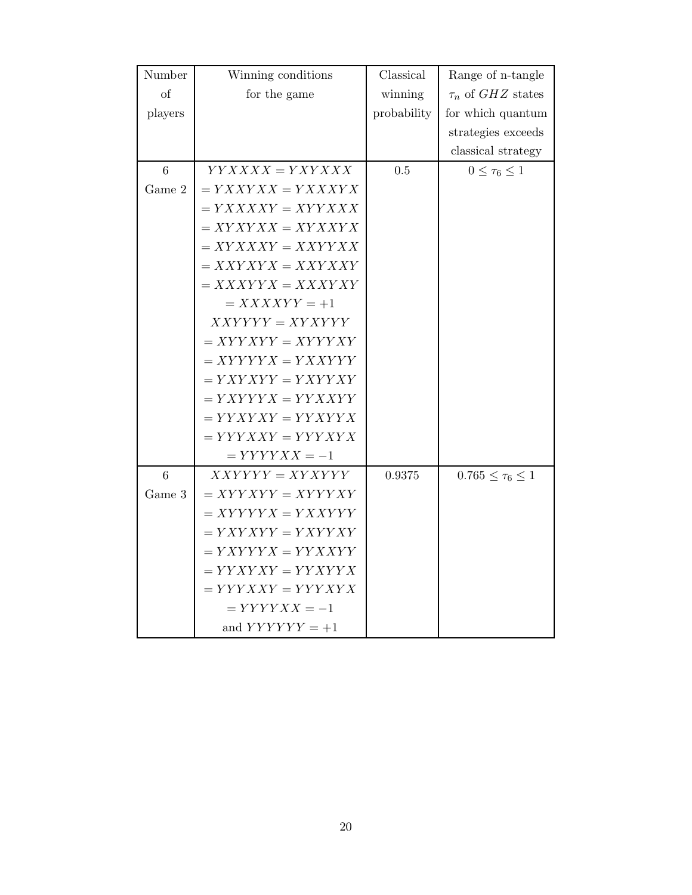| Number of players | Winning conditions for the game | Classical winning probability | Range of n-tangle $\tau_n$ of $GHZ$ states for which quantum strategies exceeds classical strategy |
|---|---|---|---|
| 6 Game 2 | $YYXXXX = YXYXXX$ $= YXXYXX = YXXXYX$ $= YXXXXY = XYYXXX$ $= XYXYXX = XYXXYX$ $= XYXXXY = XXYYXX$ $= XXYXYX = XXYXXY$ $= XXXYYX = XXXYXY$ $= XXXXYY = +1$ $XXYYYY = XYXYYY$ $= XYYXYY = XYYYXY$ $= XYYYYX = YXXYYY$ $= YXYXYY = YXYYXY$ $= YXYYYX = YYXXYY$ $= YYXYXY = YYXYYX$ $= YYYXXY = YYYXYX$ $= YYYYXX = -1$ | 0.5 | $0 \leq \tau_6 \leq 1$ |
| 6 Game 3 | $XXYYYY = XYXYYY$ $= XYYXYY = XYYYXY$ $= XYYYYX = YXXYYY$ $= YXYXYY = YXYYXY$ $= YXYYYX = YYXXYY$ $= YYXYXY = YYXYYX$ $= YYYXXY = YYYXYX$ $= YYYYXX = -1$ and $YYYYYY = +1$ | 0.9375 | $0.765 \leq \tau_6 \leq 1$ |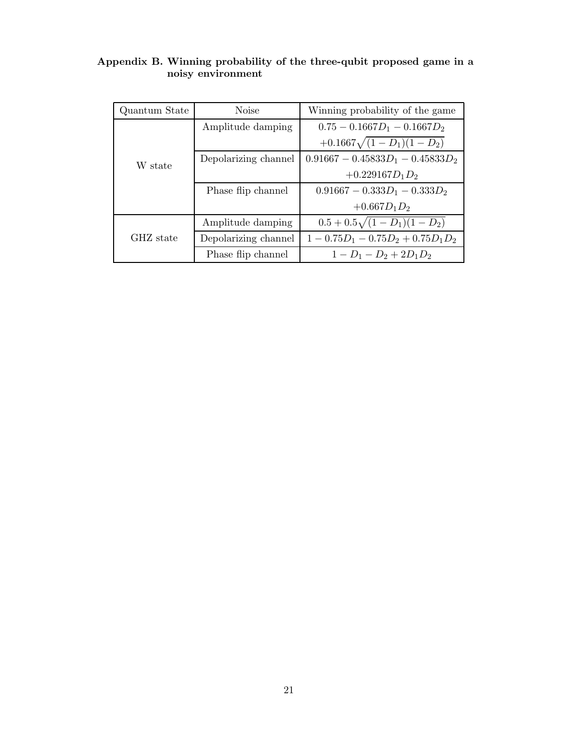## Appendix B. Winning probability of the three-qubit proposed game in a noisy environment

| Quantum State | Noise | Winning probability of the game |
|---|---|---|
| W state | Amplitude damping | $0.75 - 0.1667D_1 - 0.1667D_2$ $+0.1667\sqrt{(1-D_1)(1-D_2)}$ |
| | Depolarizing channel | $0.91667 - 0.45833D_1 - 0.45833D_2$ $+0.229167D_1D_2$ |
| | Phase flip channel | $0.91667 - 0.333D_1 - 0.333D_2$ $+0.667D_1D_2$ |
| GHZ state | Amplitude damping | $0.5 + 0.5\sqrt{(1-D_1)(1-D_2)}$ |
| | Depolarizing channel | $1 - 0.75D_1 - 0.75D_2 + 0.75D_1D_2$ |
| | Phase flip channel | $1 - D_1 - D_2 + 2D_1D_2$ |